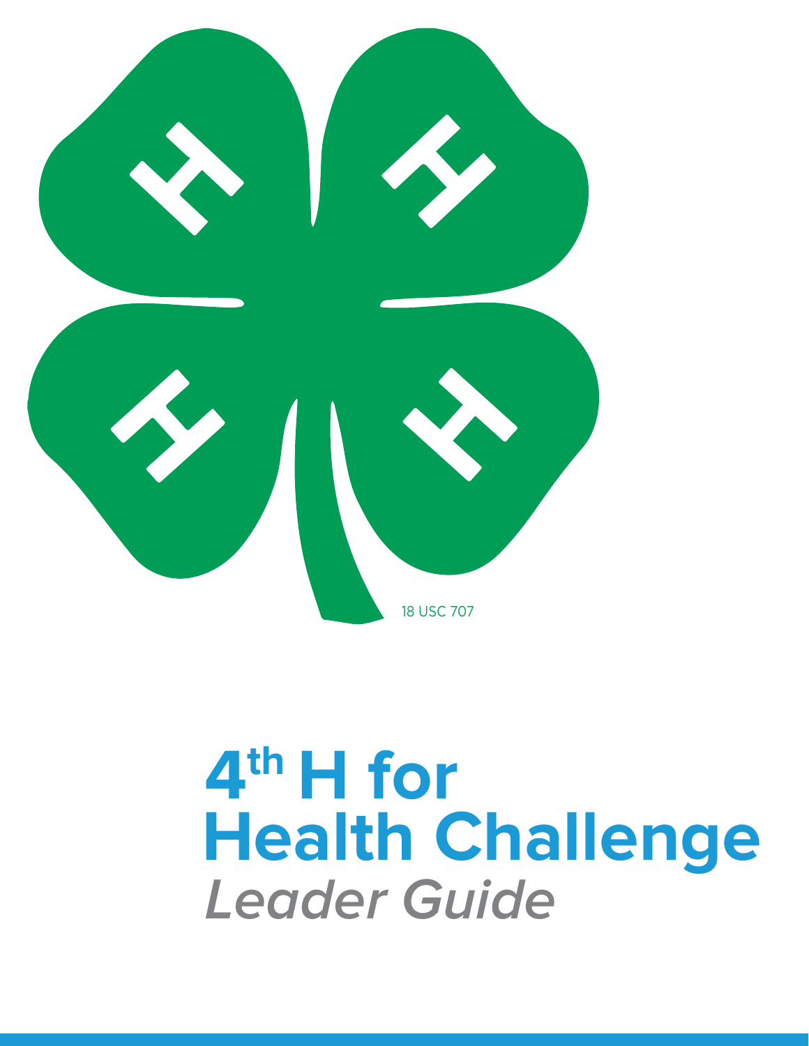18 USC 707

# 4th H for Health Challenge

*Leader Guide*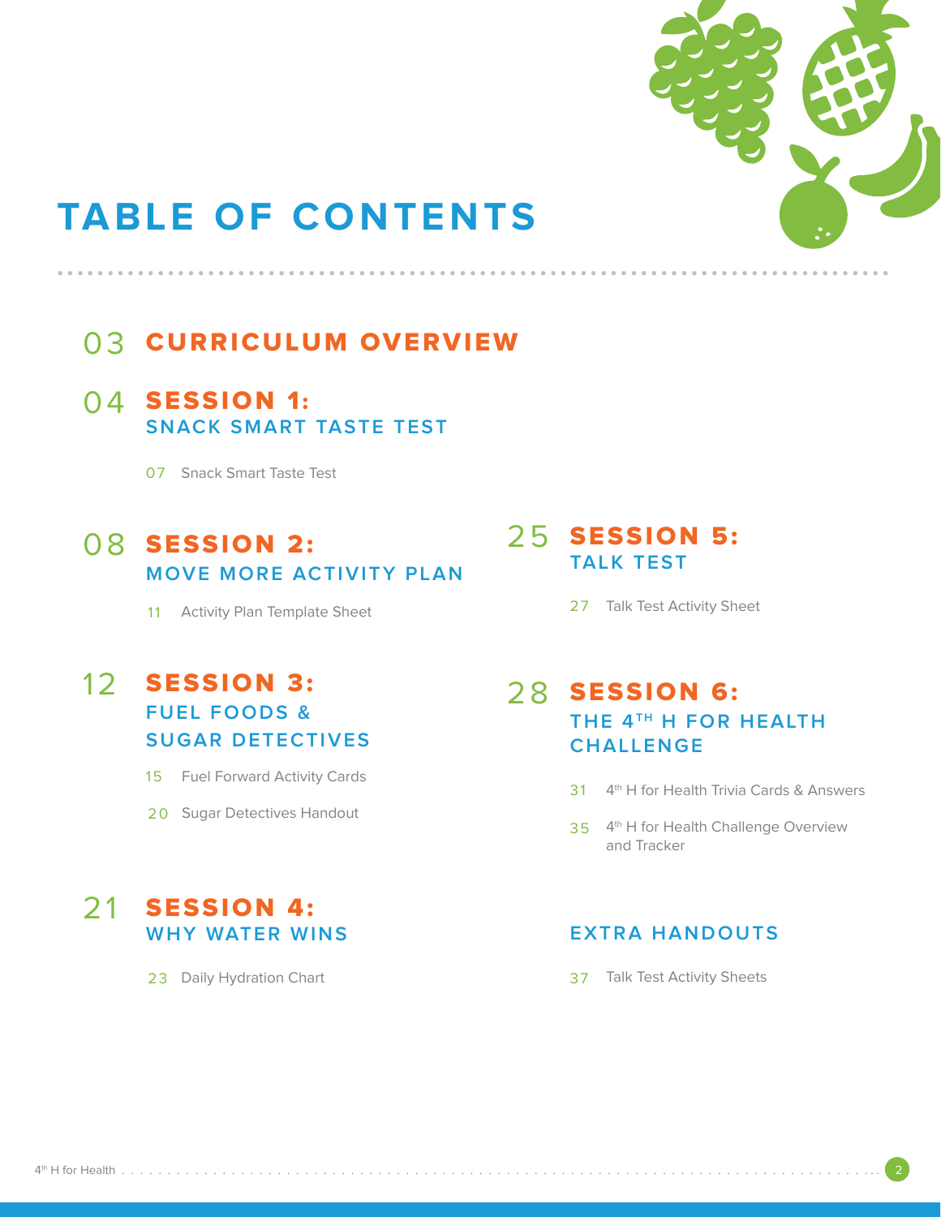# TABLE OF CONTENTS

## 03 CURRICULUM OVERVIEW

## 04 SESSION 1: SNACK SMART TASTE TEST

07 Snack Smart Taste Test

## 08 SESSION 2: MOVE MORE ACTIVITY PLAN

11 Activity Plan Template Sheet

## 12 SESSION 3: FUEL FOODS & SUGAR DETECTIVES

15 Fuel Forward Activity Cards

20 Sugar Detectives Handout

## 21 SESSION 4: WHY WATER WINS

23 Daily Hydration Chart

## 25 SESSION 5: TALK TEST

27 Talk Test Activity Sheet

## 28 SESSION 6: THE 4TH H FOR HEALTH CHALLENGE

31 4th H for Health Trivia Cards & Answers

35 4th H for Health Challenge Overview and Tracker

## EXTRA HANDOUTS

37 Talk Test Activity Sheets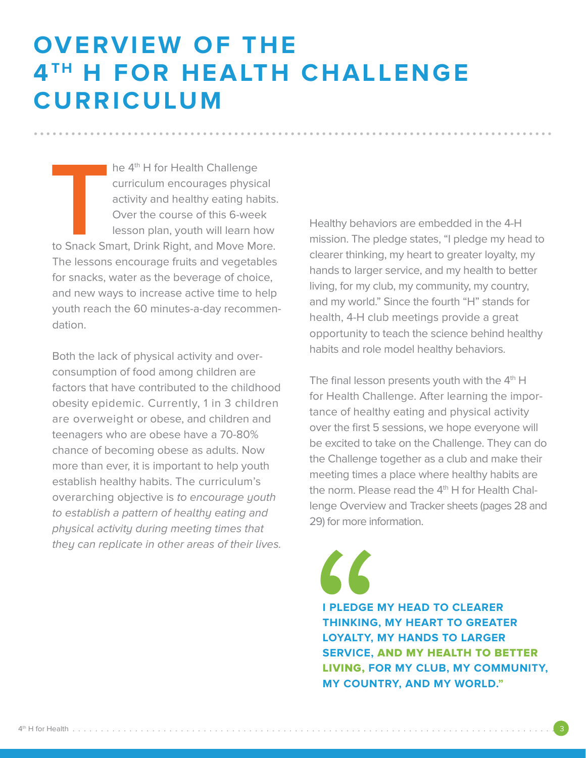# OVERVIEW OF THE 4TH H FOR HEALTH CHALLENGE CURRICULUM

The 4th H for Health Challenge curriculum encourages physical activity and healthy eating habits. Over the course of this 6-week lesson plan, youth will learn how to Snack Smart, Drink Right, and Move More. The lessons encourage fruits and vegetables for snacks, water as the beverage of choice, and new ways to increase active time to help youth reach the 60 minutes-a-day recommendation.

Both the lack of physical activity and over-consumption of food among children are factors that have contributed to the childhood obesity epidemic. Currently, 1 in 3 children are overweight or obese, and children and teenagers who are obese have a 70-80% chance of becoming obese as adults. Now more than ever, it is important to help youth establish healthy habits. The curriculum's overarching objective is *to encourage youth to establish a pattern of healthy eating and physical activity during meeting times that they can replicate in other areas of their lives.*

Healthy behaviors are embedded in the 4-H mission. The pledge states, "I pledge my head to clearer thinking, my heart to greater loyalty, my hands to larger service, and my health to better living, for my club, my community, my country, and my world." Since the fourth "H" stands for health, 4-H club meetings provide a great opportunity to teach the science behind healthy habits and role model healthy behaviors.

The final lesson presents youth with the 4th H for Health Challenge. After learning the importance of healthy eating and physical activity over the first 5 sessions, we hope everyone will be excited to take on the Challenge. They can do the Challenge together as a club and make their meeting times a place where healthy habits are the norm. Please read the 4th H for Health Challenge Overview and Tracker sheets (pages 28 and 29) for more information.

> **"I PLEDGE MY HEAD TO CLEARER THINKING, MY HEART TO GREATER LOYALTY, MY HANDS TO LARGER SERVICE, AND MY HEALTH TO BETTER LIVING, FOR MY CLUB, MY COMMUNITY, MY COUNTRY, AND MY WORLD."**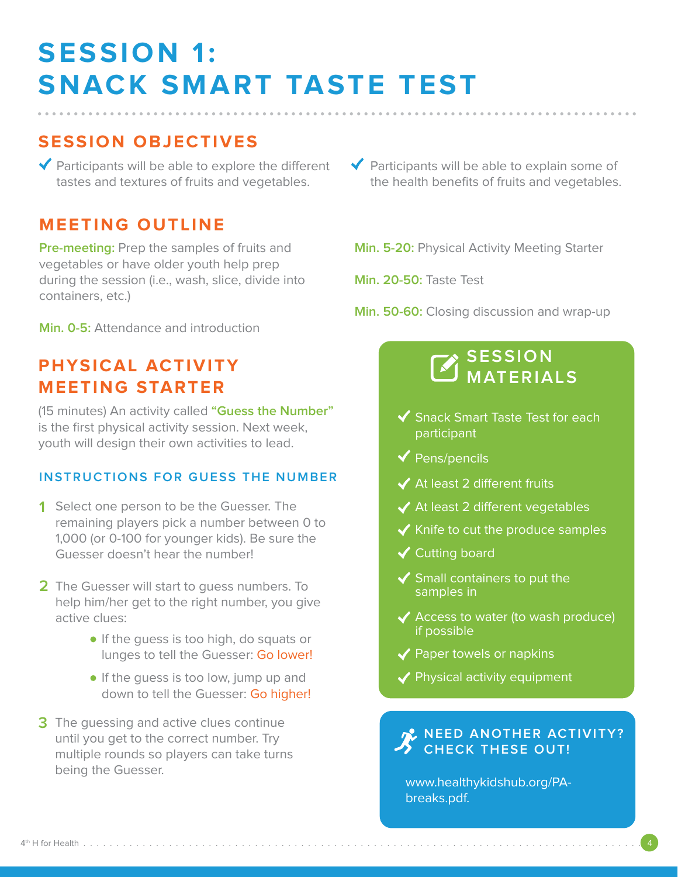# SESSION 1: SNACK SMART TASTE TEST

## SESSION OBJECTIVES

- ✔ Participants will be able to explore the different tastes and textures of fruits and vegetables.
- ✔ Participants will be able to explain some of the health benefits of fruits and vegetables.

## MEETING OUTLINE

**Pre-meeting:** Prep the samples of fruits and vegetables or have older youth help prep during the session (i.e., wash, slice, divide into containers, etc.)

**Min. 0-5:** Attendance and introduction

**Min. 5-20:** Physical Activity Meeting Starter

**Min. 20-50:** Taste Test

**Min. 50-60:** Closing discussion and wrap-up

## PHYSICAL ACTIVITY MEETING STARTER

(15 minutes) An activity called **"Guess the Number"** is the first physical activity session. Next week, youth will design their own activities to lead.

### INSTRUCTIONS FOR GUESS THE NUMBER

1. Select one person to be the Guesser. The remaining players pick a number between 0 to 1,000 (or 0-100 for younger kids). Be sure the Guesser doesn't hear the number!
2. The Guesser will start to guess numbers. To help him/her get to the right number, you give active clues:
   - If the guess is too high, do squats or lunges to tell the Guesser: Go lower!
   - If the guess is too low, jump up and down to tell the Guesser: Go higher!
3. The guessing and active clues continue until you get to the correct number. Try multiple rounds so players can take turns being the Guesser.

## SESSION MATERIALS

- ✔ Snack Smart Taste Test for each participant
- ✔ Pens/pencils
- ✔ At least 2 different fruits
- ✔ At least 2 different vegetables
- ✔ Knife to cut the produce samples
- ✔ Cutting board
- ✔ Small containers to put the samples in
- ✔ Access to water (to wash produce) if possible
- ✔ Paper towels or napkins
- ✔ Physical activity equipment

## NEED ANOTHER ACTIVITY? CHECK THESE OUT!

www.healthykidshub.org/PA-breaks.pdf.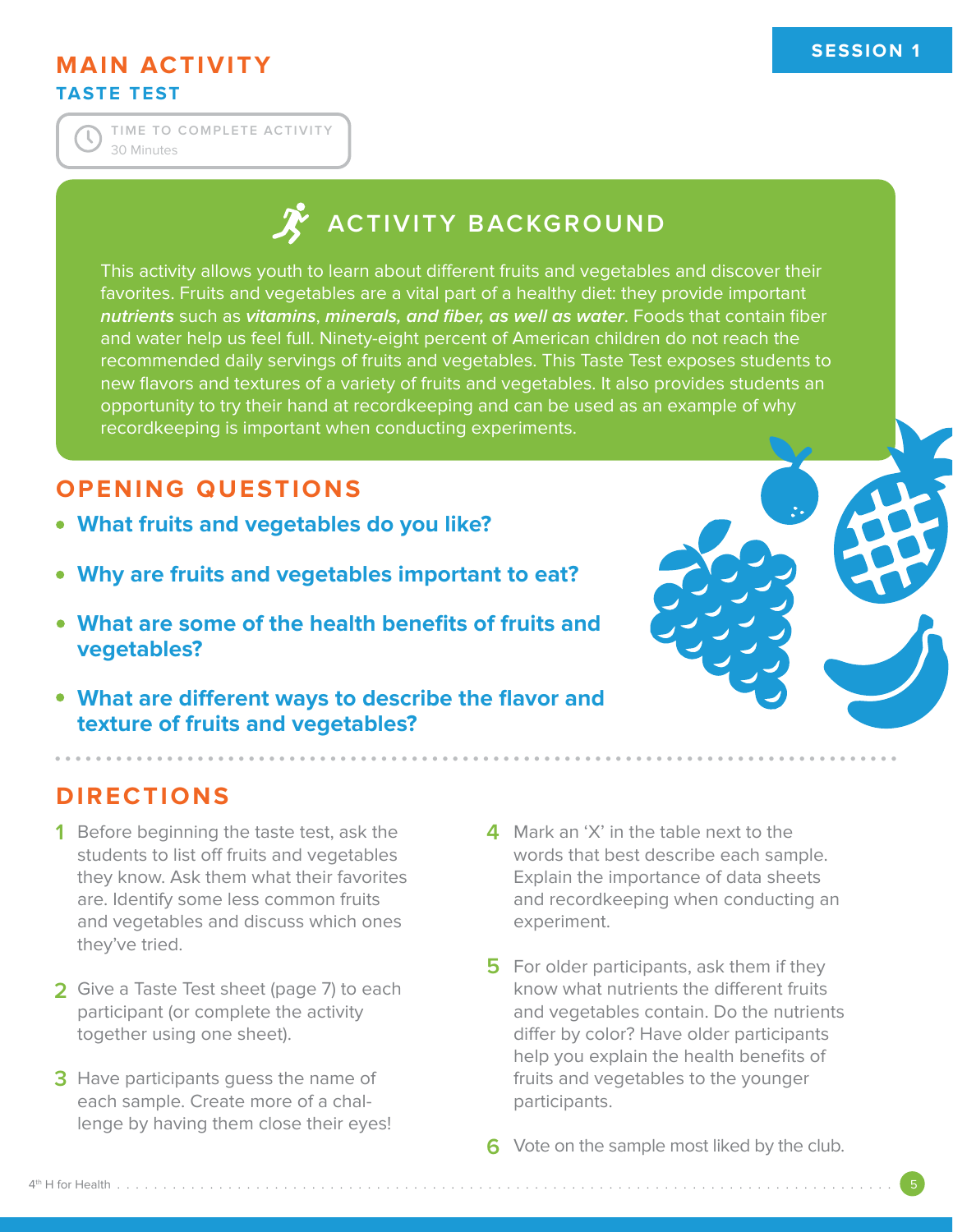# MAIN ACTIVITY

## TASTE TEST

TIME TO COMPLETE ACTIVITY
30 Minutes

### ACTIVITY BACKGROUND

This activity allows youth to learn about different fruits and vegetables and discover their favorites. Fruits and vegetables are a vital part of a healthy diet: they provide important ***nutrients*** such as ***vitamins***, ***minerals, and fiber, as well as water***. Foods that contain fiber and water help us feel full. Ninety-eight percent of American children do not reach the recommended daily servings of fruits and vegetables. This Taste Test exposes students to new flavors and textures of a variety of fruits and vegetables. It also provides students an opportunity to try their hand at recordkeeping and can be used as an example of why recordkeeping is important when conducting experiments.

## OPENING QUESTIONS

- **What fruits and vegetables do you like?**
- **Why are fruits and vegetables important to eat?**
- **What are some of the health benefits of fruits and vegetables?**
- **What are different ways to describe the flavor and texture of fruits and vegetables?**

## DIRECTIONS

1. Before beginning the taste test, ask the students to list off fruits and vegetables they know. Ask them what their favorites are. Identify some less common fruits and vegetables and discuss which ones they've tried.
2. Give a Taste Test sheet (page 7) to each participant (or complete the activity together using one sheet).
3. Have participants guess the name of each sample. Create more of a challenge by having them close their eyes!
4. Mark an 'X' in the table next to the words that best describe each sample. Explain the importance of data sheets and recordkeeping when conducting an experiment.
5. For older participants, ask them if they know what nutrients the different fruits and vegetables contain. Do the nutrients differ by color? Have older participants help you explain the health benefits of fruits and vegetables to the younger participants.
6. Vote on the sample most liked by the club.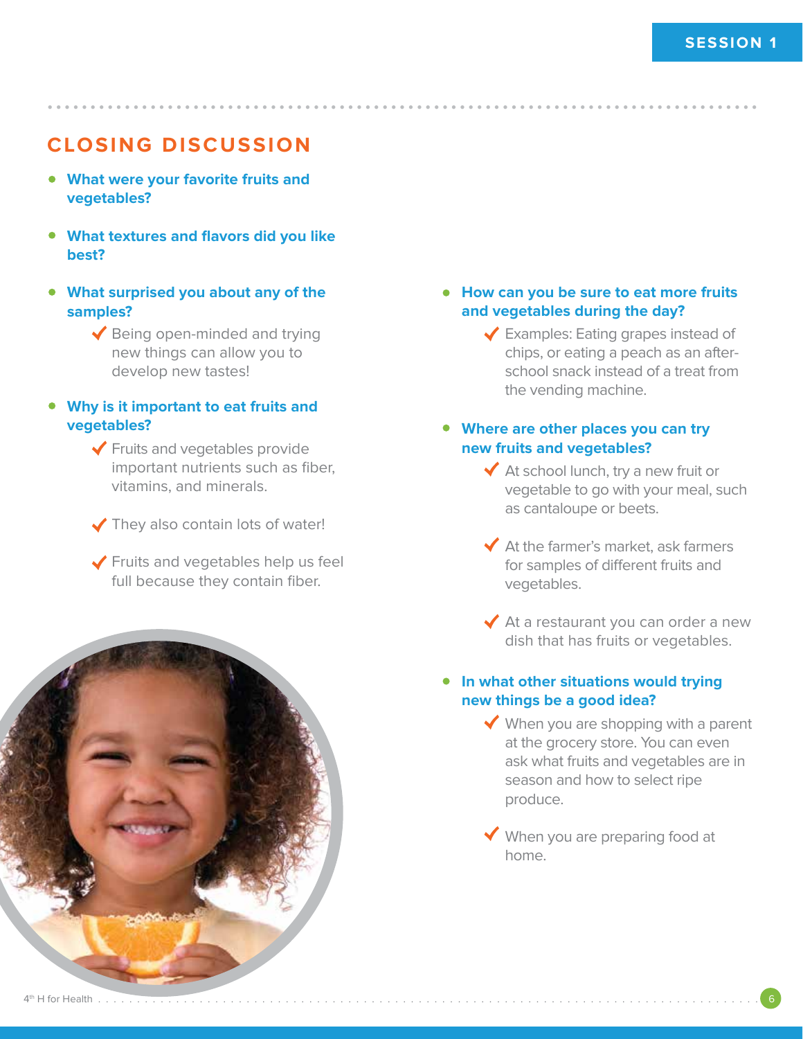## CLOSING DISCUSSION

- **What were your favorite fruits and vegetables?**
- **What textures and flavors did you like best?**
- **What surprised you about any of the samples?**
  - ✓ Being open-minded and trying new things can allow you to develop new tastes!
- **Why is it important to eat fruits and vegetables?**
  - ✓ Fruits and vegetables provide important nutrients such as fiber, vitamins, and minerals.
  - ✓ They also contain lots of water!
  - ✓ Fruits and vegetables help us feel full because they contain fiber.
- **How can you be sure to eat more fruits and vegetables during the day?**
  - ✓ Examples: Eating grapes instead of chips, or eating a peach as an after-school snack instead of a treat from the vending machine.
- **Where are other places you can try new fruits and vegetables?**
  - ✓ At school lunch, try a new fruit or vegetable to go with your meal, such as cantaloupe or beets.
  - ✓ At the farmer's market, ask farmers for samples of different fruits and vegetables.
  - ✓ At a restaurant you can order a new dish that has fruits or vegetables.
- **In what other situations would trying new things be a good idea?**
  - ✓ When you are shopping with a parent at the grocery store. You can even ask what fruits and vegetables are in season and how to select ripe produce.
  - ✓ When you are preparing food at home.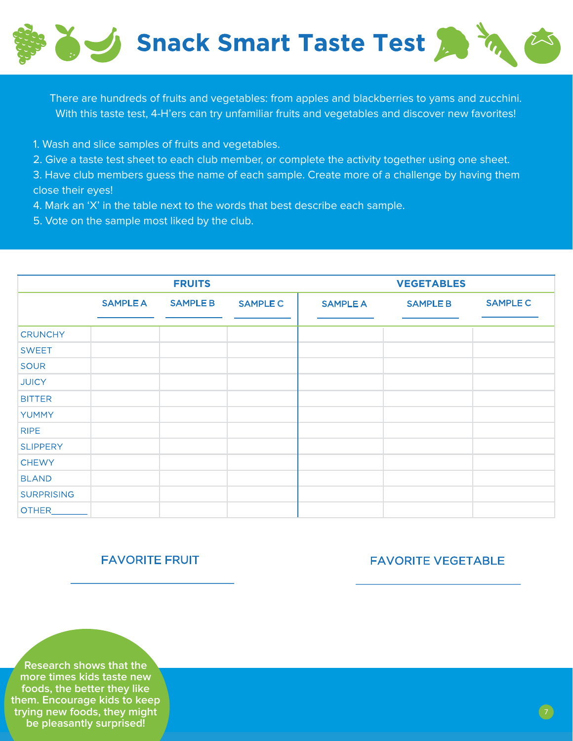# Snack Smart Taste Test

There are hundreds of fruits and vegetables: from apples and blackberries to yams and zucchini. With this taste test, 4-H'ers can try unfamiliar fruits and vegetables and discover new favorites!

1. Wash and slice samples of fruits and vegetables.
2. Give a taste test sheet to each club member, or complete the activity together using one sheet.
3. Have club members guess the name of each sample. Create more of a challenge by having them close their eyes!
4. Mark an 'X' in the table next to the words that best describe each sample.
5. Vote on the sample most liked by the club.

| | FRUITS | | | VEGETABLES | | |
|---|---|---|---|---|---|---|
| | SAMPLE A ______ | SAMPLE B ______ | SAMPLE C ______ | SAMPLE A ______ | SAMPLE B ______ | SAMPLE C ______ |
| CRUNCHY | | | | | | |
| SWEET | | | | | | |
| SOUR | | | | | | |
| JUICY | | | | | | |
| BITTER | | | | | | |
| YUMMY | | | | | | |
| RIPE | | | | | | |
| SLIPPERY | | | | | | |
| CHEWY | | | | | | |
| BLAND | | | | | | |
| SURPRISING | | | | | | |
| OTHER______ | | | | | | |

FAVORITE FRUIT

______________________

FAVORITE VEGETABLE

______________________

Research shows that the more times kids taste new foods, the better they like them. Encourage kids to keep trying new foods, they might be pleasantly surprised!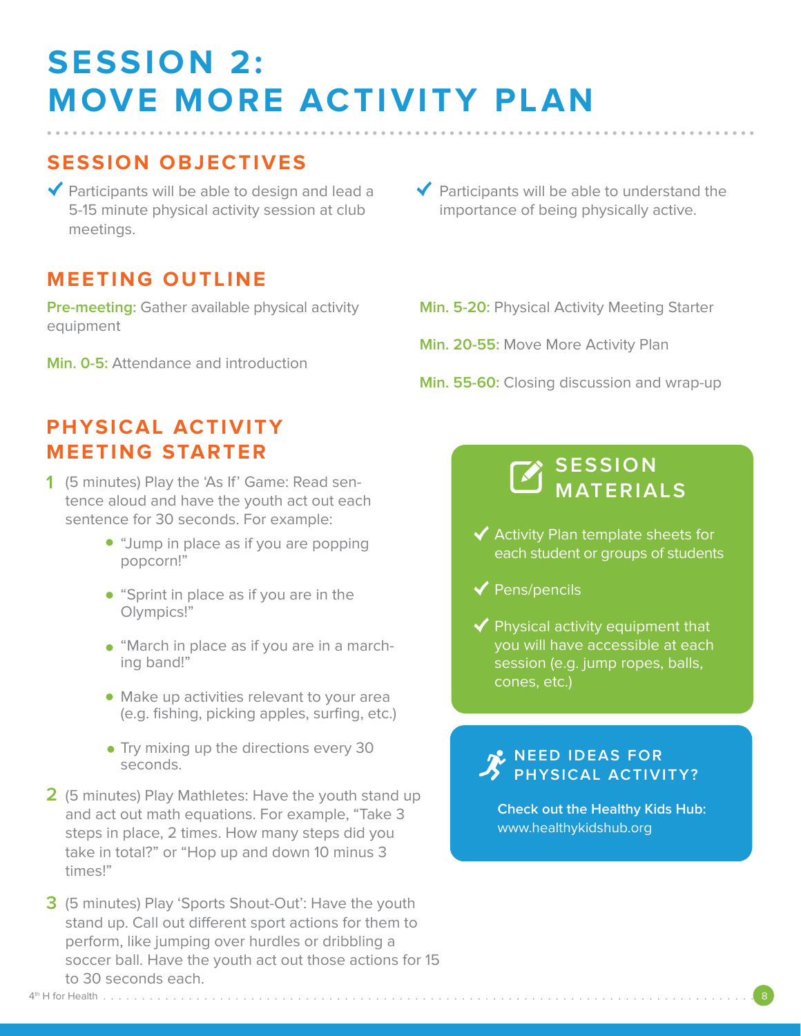# SESSION 2: MOVE MORE ACTIVITY PLAN

## SESSION OBJECTIVES

- ✓ Participants will be able to design and lead a 5-15 minute physical activity session at club meetings.
- ✓ Participants will be able to understand the importance of being physically active.

## MEETING OUTLINE

**Pre-meeting:** Gather available physical activity equipment

**Min. 0-5:** Attendance and introduction

**Min. 5-20:** Physical Activity Meeting Starter

**Min. 20-55:** Move More Activity Plan

**Min. 55-60:** Closing discussion and wrap-up

## PHYSICAL ACTIVITY MEETING STARTER

1. (5 minutes) Play the 'As If' Game: Read sentence aloud and have the youth act out each sentence for 30 seconds. For example:
   - "Jump in place as if you are popping popcorn!"
   - "Sprint in place as if you are in the Olympics!"
   - "March in place as if you are in a marching band!"
   - Make up activities relevant to your area (e.g. fishing, picking apples, surfing, etc.)
   - Try mixing up the directions every 30 seconds.
2. (5 minutes) Play Mathletes: Have the youth stand up and act out math equations. For example, "Take 3 steps in place, 2 times. How many steps did you take in total?" or "Hop up and down 10 minus 3 times!"
3. (5 minutes) Play 'Sports Shout-Out': Have the youth stand up. Call out different sport actions for them to perform, like jumping over hurdles or dribbling a soccer ball. Have the youth act out those actions for 15 to 30 seconds each.

## SESSION MATERIALS

- ✓ Activity Plan template sheets for each student or groups of students
- ✓ Pens/pencils
- ✓ Physical activity equipment that you will have accessible at each session (e.g. jump ropes, balls, cones, etc.)

## NEED IDEAS FOR PHYSICAL ACTIVITY?

**Check out the Healthy Kids Hub:**
www.healthykidshub.org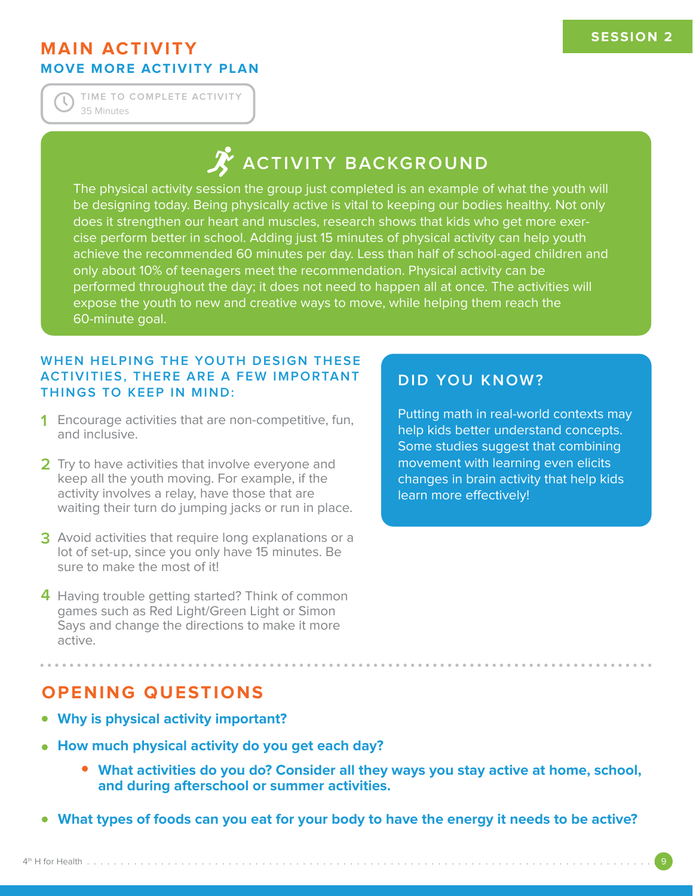## MAIN ACTIVITY

### MOVE MORE ACTIVITY PLAN

TIME TO COMPLETE ACTIVITY
35 Minutes

### ACTIVITY BACKGROUND

The physical activity session the group just completed is an example of what the youth will be designing today. Being physically active is vital to keeping our bodies healthy. Not only does it strengthen our heart and muscles, research shows that kids who get more exercise perform better in school. Adding just 15 minutes of physical activity can help youth achieve the recommended 60 minutes per day. Less than half of school-aged children and only about 10% of teenagers meet the recommendation. Physical activity can be performed throughout the day; it does not need to happen all at once. The activities will expose the youth to new and creative ways to move, while helping them reach the 60-minute goal.

#### WHEN HELPING THE YOUTH DESIGN THESE ACTIVITIES, THERE ARE A FEW IMPORTANT THINGS TO KEEP IN MIND:

1. Encourage activities that are non-competitive, fun, and inclusive.
2. Try to have activities that involve everyone and keep all the youth moving. For example, if the activity involves a relay, have those that are waiting their turn do jumping jacks or run in place.
3. Avoid activities that require long explanations or a lot of set-up, since you only have 15 minutes. Be sure to make the most of it!
4. Having trouble getting started? Think of common games such as Red Light/Green Light or Simon Says and change the directions to make it more active.

#### DID YOU KNOW?

Putting math in real-world contexts may help kids better understand concepts. Some studies suggest that combining movement with learning even elicits changes in brain activity that help kids learn more effectively!

## OPENING QUESTIONS

- **Why is physical activity important?**
- **How much physical activity do you get each day?**
  - **What activities do you do? Consider all they ways you stay active at home, school, and during afterschool or summer activities.**
- **What types of foods can you eat for your body to have the energy it needs to be active?**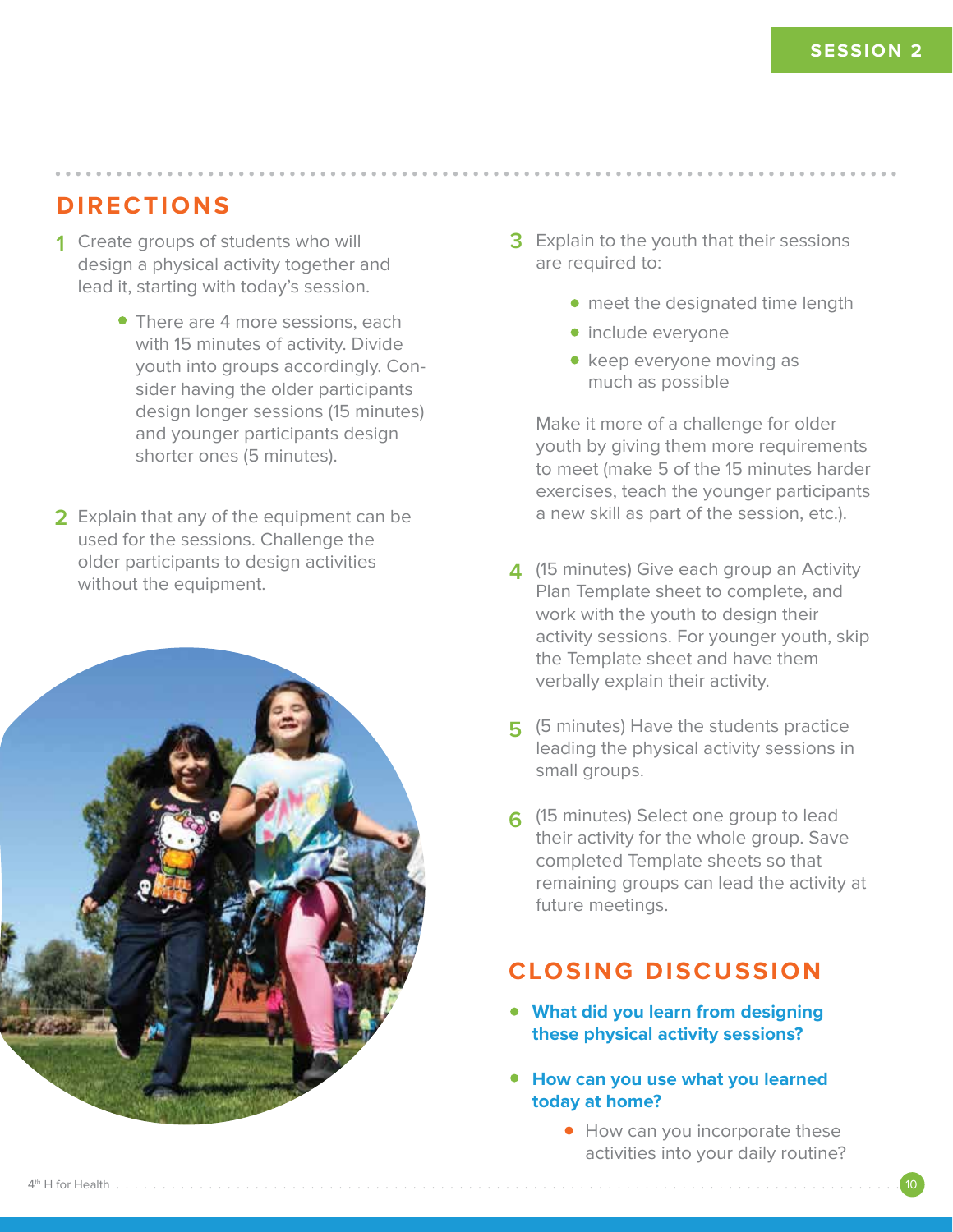## DIRECTIONS

1. Create groups of students who will design a physical activity together and lead it, starting with today's session.
    - There are 4 more sessions, each with 15 minutes of activity. Divide youth into groups accordingly. Consider having the older participants design longer sessions (15 minutes) and younger participants design shorter ones (5 minutes).

2. Explain that any of the equipment can be used for the sessions. Challenge the older participants to design activities without the equipment.

3. Explain to the youth that their sessions are required to:
    - meet the designated time length
    - include everyone
    - keep everyone moving as much as possible

    Make it more of a challenge for older youth by giving them more requirements to meet (make 5 of the 15 minutes harder exercises, teach the younger participants a new skill as part of the session, etc.).

4. (15 minutes) Give each group an Activity Plan Template sheet to complete, and work with the youth to design their activity sessions. For younger youth, skip the Template sheet and have them verbally explain their activity.

5. (5 minutes) Have the students practice leading the physical activity sessions in small groups.

6. (15 minutes) Select one group to lead their activity for the whole group. Save completed Template sheets so that remaining groups can lead the activity at future meetings.

## CLOSING DISCUSSION

- **What did you learn from designing these physical activity sessions?**
- **How can you use what you learned today at home?**
    - How can you incorporate these activities into your daily routine?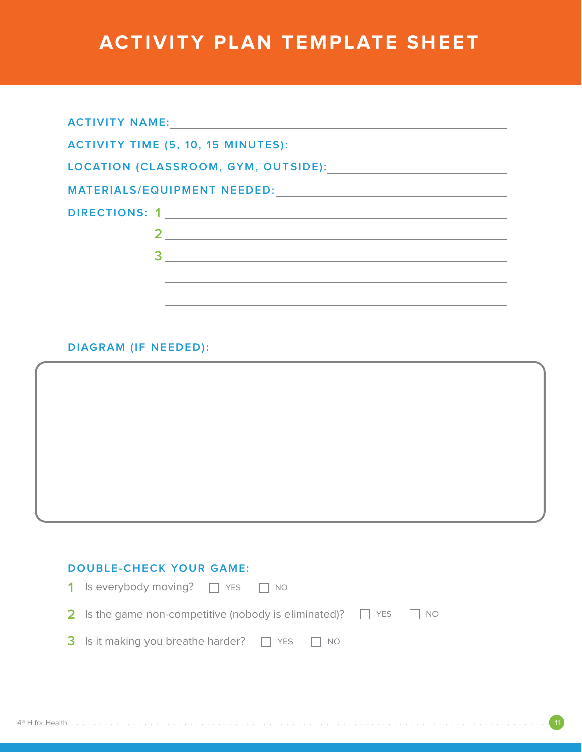# ACTIVITY PLAN TEMPLATE SHEET

**ACTIVITY NAME:** ______________________________________________

**ACTIVITY TIME (5, 10, 15 MINUTES):** ______________________________

**LOCATION (CLASSROOM, GYM, OUTSIDE):** ____________________________

**MATERIALS/EQUIPMENT NEEDED:** __________________________________

**DIRECTIONS:**

1. ______________________________________________
2. ______________________________________________
3. ______________________________________________

______________________________________________

______________________________________________

**DIAGRAM (IF NEEDED):**

**DOUBLE-CHECK YOUR GAME:**

1. Is everybody moving? ☐ YES ☐ NO
2. Is the game non-competitive (nobody is eliminated)? ☐ YES ☐ NO
3. Is it making you breathe harder? ☐ YES ☐ NO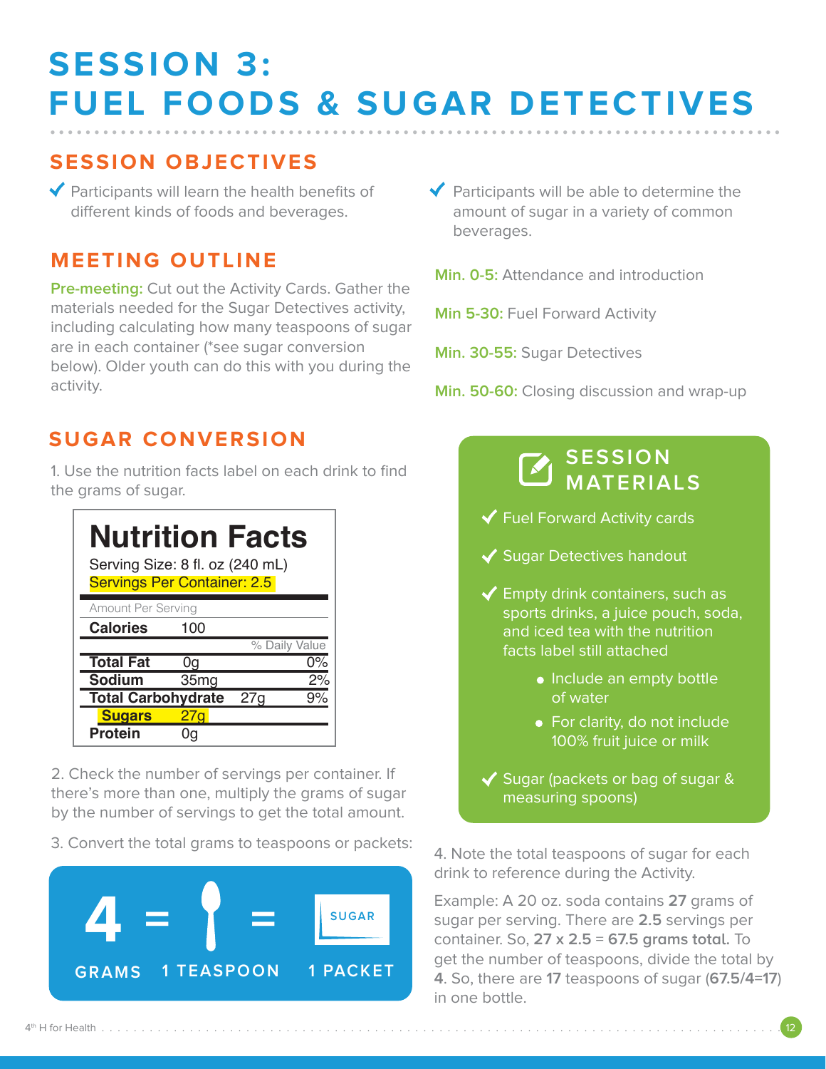# SESSION 3: FUEL FOODS & SUGAR DETECTIVES

## SESSION OBJECTIVES

- ✔ Participants will learn the health benefits of different kinds of foods and beverages.
- ✔ Participants will be able to determine the amount of sugar in a variety of common beverages.

## MEETING OUTLINE

**Pre-meeting:** Cut out the Activity Cards. Gather the materials needed for the Sugar Detectives activity, including calculating how many teaspoons of sugar are in each container (*see sugar conversion below). Older youth can do this with you during the activity.

**Min. 0-5:** Attendance and introduction

**Min 5-30:** Fuel Forward Activity

**Min. 30-55:** Sugar Detectives

**Min. 50-60:** Closing discussion and wrap-up

## SESSION MATERIALS

- ✔ Fuel Forward Activity cards
- ✔ Sugar Detectives handout
- ✔ Empty drink containers, such as sports drinks, a juice pouch, soda, and iced tea with the nutrition facts label still attached
  - Include an empty bottle of water
  - For clarity, do not include 100% fruit juice or milk
- ✔ Sugar (packets or bag of sugar & measuring spoons)

## SUGAR CONVERSION

1. Use the nutrition facts label on each drink to find the grams of sugar.

| Nutrition Facts | | |
|---|---|---|
| Serving Size: 8 fl. oz (240 mL) | | |
| Servings Per Container: 2.5 | | |
| Amount Per Serving | | |
| **Calories** | 100 | |
| | | % Daily Value |
| **Total Fat** | 0g | 0% |
| **Sodium** | 35mg | 2% |
| **Total Carbohydrate** | 27g | 9% |
| **Sugars** | 27g | |
| **Protein** | 0g | |

2. Check the number of servings per container. If there's more than one, multiply the grams of sugar by the number of servings to get the total amount.

3. Convert the total grams to teaspoons or packets:

**4 GRAMS = 1 TEASPOON = 1 PACKET**

4. Note the total teaspoons of sugar for each drink to reference during the Activity.

Example: A 20 oz. soda contains **27** grams of sugar per serving. There are **2.5** servings per container. So, **27 x 2.5** = **67.5 grams total.** To get the number of teaspoons, divide the total by **4**. So, there are **17** teaspoons of sugar (**67.5/4=17**) in one bottle.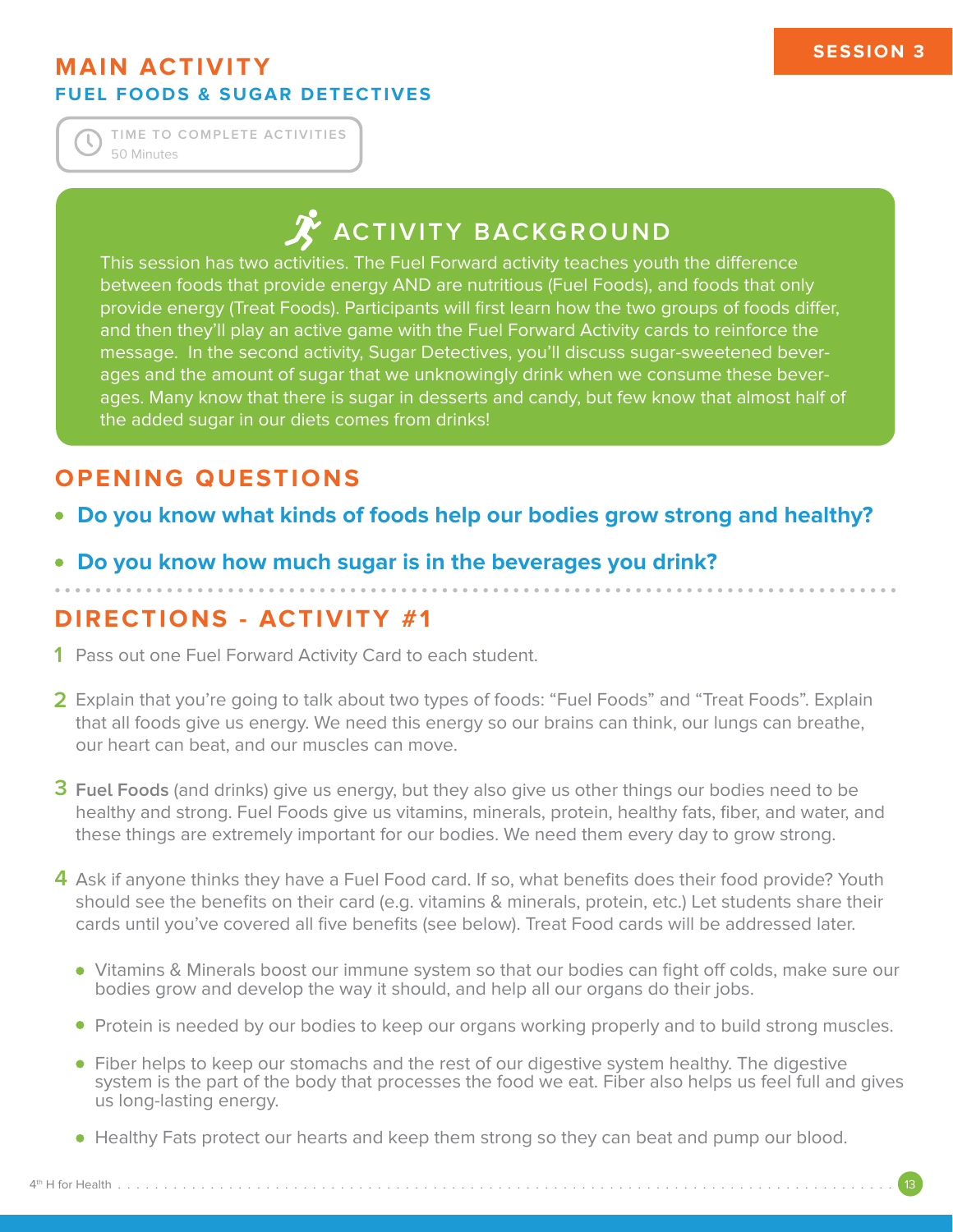## MAIN ACTIVITY

### FUEL FOODS & SUGAR DETECTIVES

TIME TO COMPLETE ACTIVITIES
50 Minutes

### ACTIVITY BACKGROUND

This session has two activities. The Fuel Forward activity teaches youth the difference between foods that provide energy AND are nutritious (Fuel Foods), and foods that only provide energy (Treat Foods). Participants will first learn how the two groups of foods differ, and then they'll play an active game with the Fuel Forward Activity cards to reinforce the message. In the second activity, Sugar Detectives, you'll discuss sugar-sweetened beverages and the amount of sugar that we unknowingly drink when we consume these beverages. Many know that there is sugar in desserts and candy, but few know that almost half of the added sugar in our diets comes from drinks!

## OPENING QUESTIONS

- **Do you know what kinds of foods help our bodies grow strong and healthy?**
- **Do you know how much sugar is in the beverages you drink?**

## DIRECTIONS - ACTIVITY #1

1. Pass out one Fuel Forward Activity Card to each student.
2. Explain that you're going to talk about two types of foods: "Fuel Foods" and "Treat Foods". Explain that all foods give us energy. We need this energy so our brains can think, our lungs can breathe, our heart can beat, and our muscles can move.
3. **Fuel Foods** (and drinks) give us energy, but they also give us other things our bodies need to be healthy and strong. Fuel Foods give us vitamins, minerals, protein, healthy fats, fiber, and water, and these things are extremely important for our bodies. We need them every day to grow strong.
4. Ask if anyone thinks they have a Fuel Food card. If so, what benefits does their food provide? Youth should see the benefits on their card (e.g. vitamins & minerals, protein, etc.) Let students share their cards until you've covered all five benefits (see below). Treat Food cards will be addressed later.
   - Vitamins & Minerals boost our immune system so that our bodies can fight off colds, make sure our bodies grow and develop the way it should, and help all our organs do their jobs.
   - Protein is needed by our bodies to keep our organs working properly and to build strong muscles.
   - Fiber helps to keep our stomachs and the rest of our digestive system healthy. The digestive system is the part of the body that processes the food we eat. Fiber also helps us feel full and gives us long-lasting energy.
   - Healthy Fats protect our hearts and keep them strong so they can beat and pump our blood.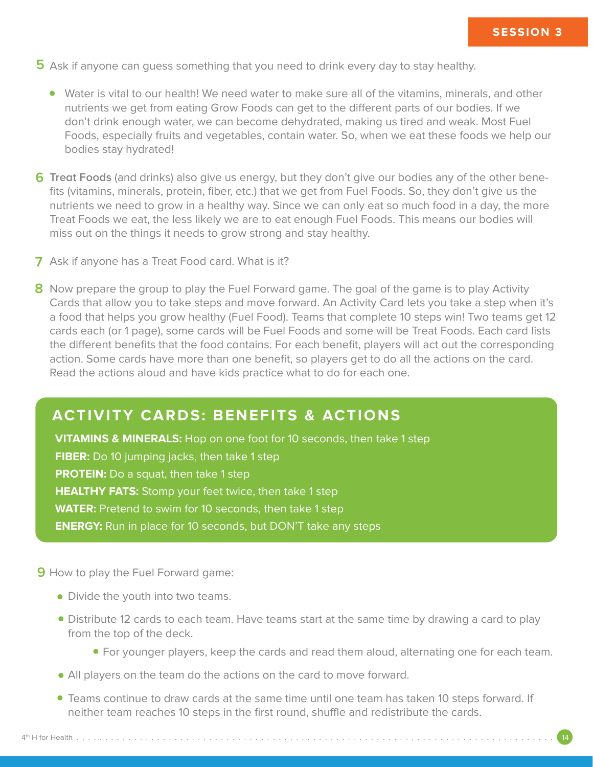5. Ask if anyone can guess something that you need to drink every day to stay healthy.

   - Water is vital to our health! We need water to make sure all of the vitamins, minerals, and other nutrients we get from eating Grow Foods can get to the different parts of our bodies. If we don't drink enough water, we can become dehydrated, making us tired and weak. Most Fuel Foods, especially fruits and vegetables, contain water. So, when we eat these foods we help our bodies stay hydrated!

6. **Treat Foods** (and drinks) also give us energy, but they don't give our bodies any of the other benefits (vitamins, minerals, protein, fiber, etc.) that we get from Fuel Foods. So, they don't give us the nutrients we need to grow in a healthy way. Since we can only eat so much food in a day, the more Treat Foods we eat, the less likely we are to eat enough Fuel Foods. This means our bodies will miss out on the things it needs to grow strong and stay healthy.

7. Ask if anyone has a Treat Food card. What is it?

8. Now prepare the group to play the Fuel Forward game. The goal of the game is to play Activity Cards that allow you to take steps and move forward. An Activity Card lets you take a step when it's a food that helps you grow healthy (Fuel Food). Teams that complete 10 steps win! Two teams get 12 cards each (or 1 page), some cards will be Fuel Foods and some will be Treat Foods. Each card lists the different benefits that the food contains. For each benefit, players will act out the corresponding action. Some cards have more than one benefit, so players get to do all the actions on the card. Read the actions aloud and have kids practice what to do for each one.

## ACTIVITY CARDS: BENEFITS & ACTIONS

**VITAMINS & MINERALS:** Hop on one foot for 10 seconds, then take 1 step
**FIBER:** Do 10 jumping jacks, then take 1 step
**PROTEIN:** Do a squat, then take 1 step
**HEALTHY FATS:** Stomp your feet twice, then take 1 step
**WATER:** Pretend to swim for 10 seconds, then take 1 step
**ENERGY:** Run in place for 10 seconds, but DON'T take any steps

9. How to play the Fuel Forward game:

   - Divide the youth into two teams.
   - Distribute 12 cards to each team. Have teams start at the same time by drawing a card to play from the top of the deck.
     - For younger players, keep the cards and read them aloud, alternating one for each team.
   - All players on the team do the actions on the card to move forward.
   - Teams continue to draw cards at the same time until one team has taken 10 steps forward. If neither team reaches 10 steps in the first round, shuffle and redistribute the cards.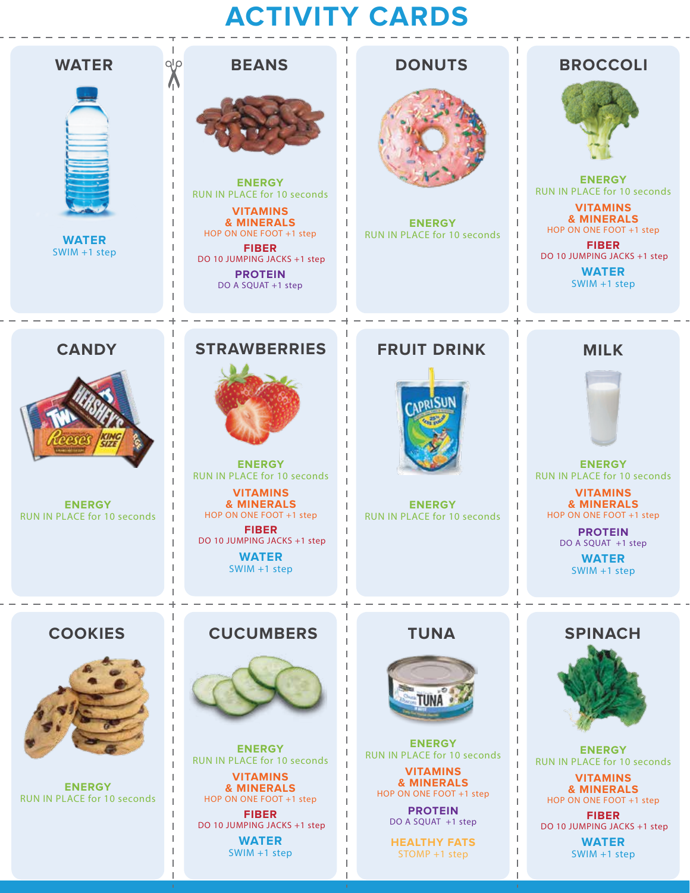# ACTIVITY CARDS

## WATER

**WATER**
SWIM +1 step

## BEANS

**ENERGY**
RUN IN PLACE for 10 seconds

**VITAMINS & MINERALS**
HOP ON ONE FOOT +1 step

**FIBER**
DO 10 JUMPING JACKS +1 step

**PROTEIN**
DO A SQUAT +1 step

## DONUTS

**ENERGY**
RUN IN PLACE for 10 seconds

## BROCCOLI

**ENERGY**
RUN IN PLACE for 10 seconds

**VITAMINS & MINERALS**
HOP ON ONE FOOT +1 step

**FIBER**
DO 10 JUMPING JACKS +1 step

**WATER**
SWIM +1 step

## CANDY

**ENERGY**
RUN IN PLACE for 10 seconds

## STRAWBERRIES

**ENERGY**
RUN IN PLACE for 10 seconds

**VITAMINS & MINERALS**
HOP ON ONE FOOT +1 step

**FIBER**
DO 10 JUMPING JACKS +1 step

**WATER**
SWIM +1 step

## FRUIT DRINK

**ENERGY**
RUN IN PLACE for 10 seconds

## MILK

**ENERGY**
RUN IN PLACE for 10 seconds

**VITAMINS & MINERALS**
HOP ON ONE FOOT +1 step

**PROTEIN**
DO A SQUAT +1 step

**WATER**
SWIM +1 step

## COOKIES

**ENERGY**
RUN IN PLACE for 10 seconds

## CUCUMBERS

**ENERGY**
RUN IN PLACE for 10 seconds

**VITAMINS & MINERALS**
HOP ON ONE FOOT +1 step

**FIBER**
DO 10 JUMPING JACKS +1 step

**WATER**
SWIM +1 step

## TUNA

**ENERGY**
RUN IN PLACE for 10 seconds

**VITAMINS & MINERALS**
HOP ON ONE FOOT +1 step

**PROTEIN**
DO A SQUAT +1 step

**HEALTHY FATS**
STOMP +1 step

## SPINACH

**ENERGY**
RUN IN PLACE for 10 seconds

**VITAMINS & MINERALS**
HOP ON ONE FOOT +1 step

**FIBER**
DO 10 JUMPING JACKS +1 step

**WATER**
SWIM +1 step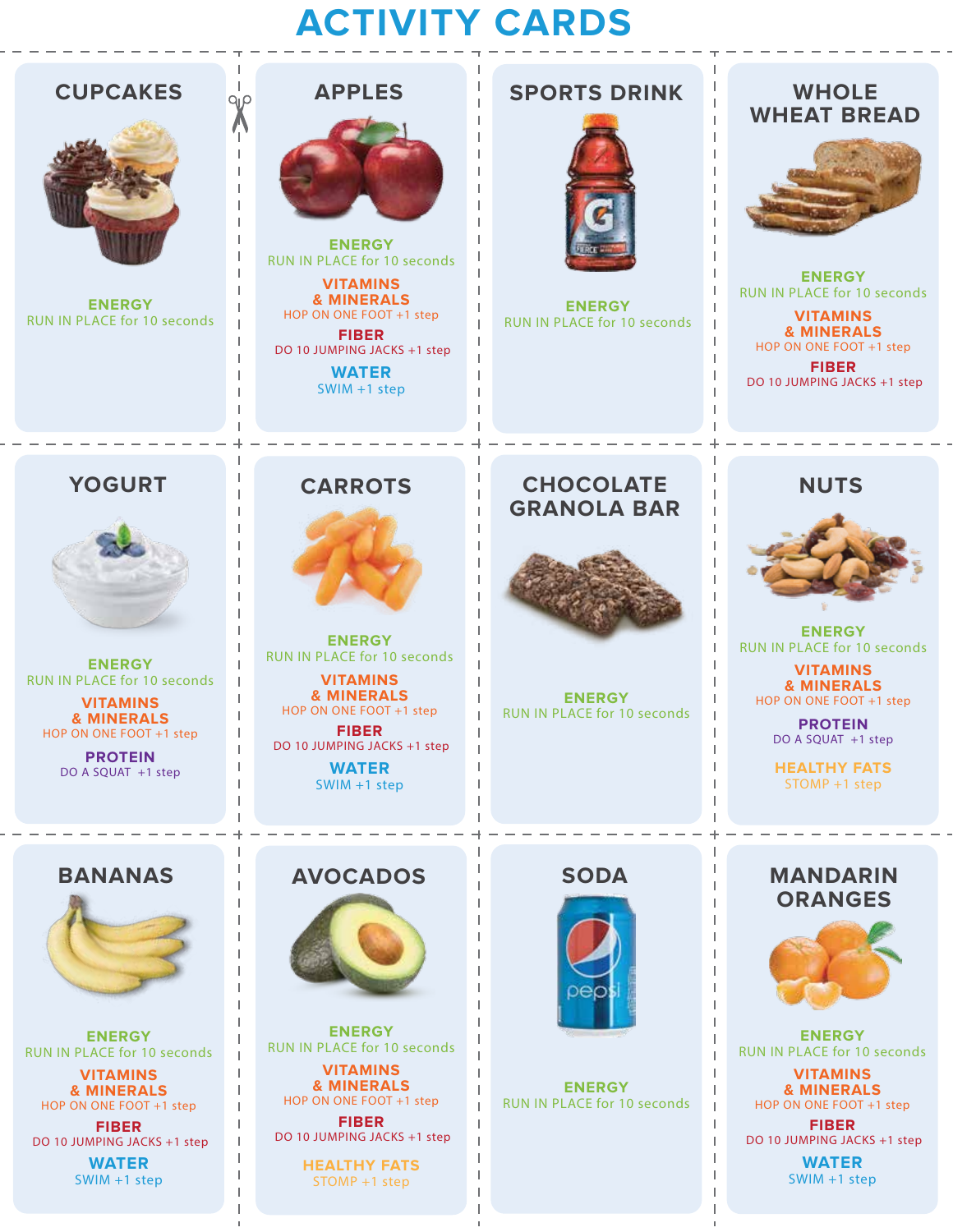# ACTIVITY CARDS

### CUPCAKES

**ENERGY**
RUN IN PLACE for 10 seconds

### APPLES

**ENERGY**
RUN IN PLACE for 10 seconds

**VITAMINS & MINERALS**
HOP ON ONE FOOT +1 step

**FIBER**
DO 10 JUMPING JACKS +1 step

**WATER**
SWIM +1 step

### SPORTS DRINK

**ENERGY**
RUN IN PLACE for 10 seconds

### WHOLE WHEAT BREAD

**ENERGY**
RUN IN PLACE for 10 seconds

**VITAMINS & MINERALS**
HOP ON ONE FOOT +1 step

**FIBER**
DO 10 JUMPING JACKS +1 step

### YOGURT

**ENERGY**
RUN IN PLACE for 10 seconds

**VITAMINS & MINERALS**
HOP ON ONE FOOT +1 step

**PROTEIN**
DO A SQUAT +1 step

### CARROTS

**ENERGY**
RUN IN PLACE for 10 seconds

**VITAMINS & MINERALS**
HOP ON ONE FOOT +1 step

**FIBER**
DO 10 JUMPING JACKS +1 step

**WATER**
SWIM +1 step

### CHOCOLATE GRANOLA BAR

**ENERGY**
RUN IN PLACE for 10 seconds

### NUTS

**ENERGY**
RUN IN PLACE for 10 seconds

**VITAMINS & MINERALS**
HOP ON ONE FOOT +1 step

**PROTEIN**
DO A SQUAT +1 step

**HEALTHY FATS**
STOMP +1 step

### BANANAS

**ENERGY**
RUN IN PLACE for 10 seconds

**VITAMINS & MINERALS**
HOP ON ONE FOOT +1 step

**FIBER**
DO 10 JUMPING JACKS +1 step

**WATER**
SWIM +1 step

### AVOCADOS

**ENERGY**
RUN IN PLACE for 10 seconds

**VITAMINS & MINERALS**
HOP ON ONE FOOT +1 step

**FIBER**
DO 10 JUMPING JACKS +1 step

**HEALTHY FATS**
STOMP +1 step

### SODA

**ENERGY**
RUN IN PLACE for 10 seconds

### MANDARIN ORANGES

**ENERGY**
RUN IN PLACE for 10 seconds

**VITAMINS & MINERALS**
HOP ON ONE FOOT +1 step

**FIBER**
DO 10 JUMPING JACKS +1 step

**WATER**
SWIM +1 step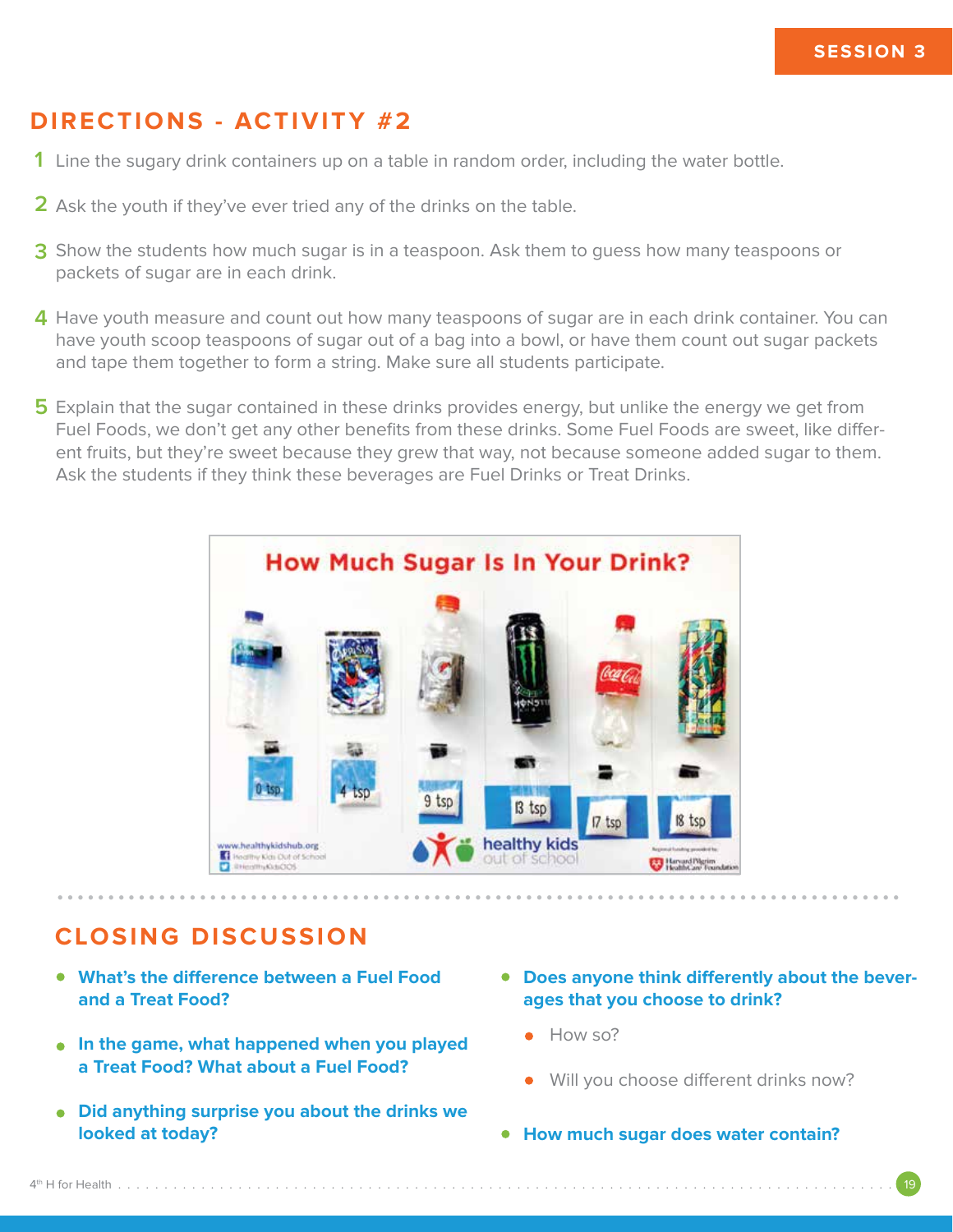SESSION 3

## DIRECTIONS - ACTIVITY #2

1. Line the sugary drink containers up on a table in random order, including the water bottle.
2. Ask the youth if they've ever tried any of the drinks on the table.
3. Show the students how much sugar is in a teaspoon. Ask them to guess how many teaspoons or packets of sugar are in each drink.
4. Have youth measure and count out how many teaspoons of sugar are in each drink container. You can have youth scoop teaspoons of sugar out of a bag into a bowl, or have them count out sugar packets and tape them together to form a string. Make sure all students participate.
5. Explain that the sugar contained in these drinks provides energy, but unlike the energy we get from Fuel Foods, we don't get any other benefits from these drinks. Some Fuel Foods are sweet, like different fruits, but they're sweet because they grew that way, not because someone added sugar to them. Ask the students if they think these beverages are Fuel Drinks or Treat Drinks.

How Much Sugar Is In Your Drink?

0 tsp | 4 tsp | 9 tsp | 13 tsp | 17 tsp | 18 tsp

www.healthykidshub.org
Healthy Kids Out of School
@HealthyKidsOOS
healthy kids out of school
Harvard Pilgrim HealthCare Foundation

## CLOSING DISCUSSION

- **What's the difference between a Fuel Food and a Treat Food?**
- **In the game, what happened when you played a Treat Food? What about a Fuel Food?**
- **Did anything surprise you about the drinks we looked at today?**
- **Does anyone think differently about the beverages that you choose to drink?**
  - How so?
  - Will you choose different drinks now?
- **How much sugar does water contain?**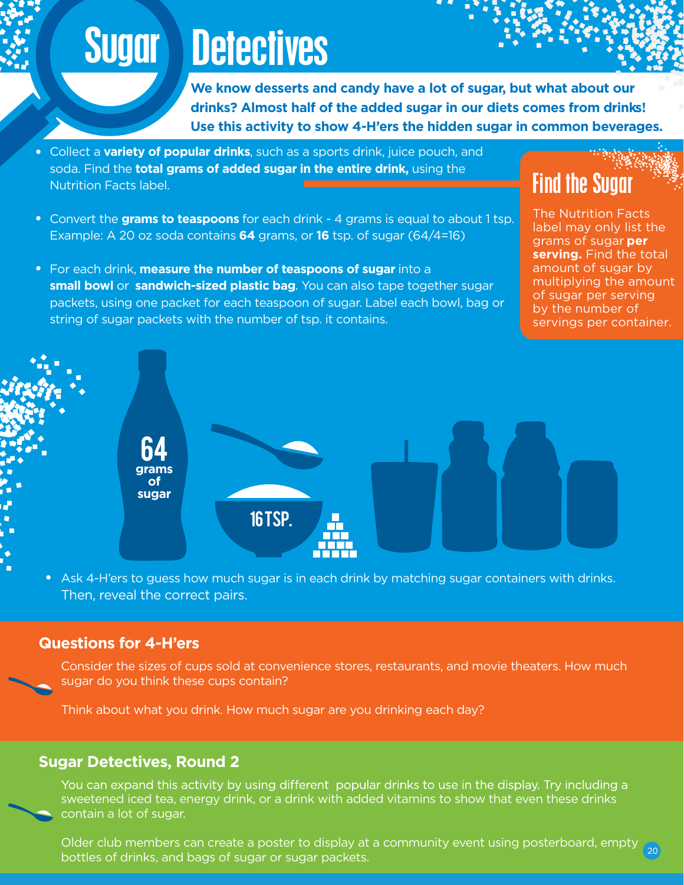# Sugar Detectives

**We know desserts and candy have a lot of sugar, but what about our drinks? Almost half of the added sugar in our diets comes from drinks! Use this activity to show 4-H'ers the hidden sugar in common beverages.**

- Collect a **variety of popular drinks**, such as a sports drink, juice pouch, and soda. Find the **total grams of added sugar in the entire drink,** using the Nutrition Facts label.
- Convert the **grams to teaspoons** for each drink - 4 grams is equal to about 1 tsp. Example: A 20 oz soda contains **64** grams, or **16** tsp. of sugar (64/4=16)
- For each drink, **measure the number of teaspoons of sugar** into a **small bowl** or **sandwich-sized plastic bag**. You can also tape together sugar packets, using one packet for each teaspoon of sugar. Label each bowl, bag or string of sugar packets with the number of tsp. it contains.

## Find the Sugar

The Nutrition Facts label may only list the grams of sugar **per serving.** Find the total amount of sugar by multiplying the amount of sugar per serving by the number of servings per container.

64 grams of sugar

16 TSP.

- Ask 4-H'ers to guess how much sugar is in each drink by matching sugar containers with drinks. Then, reveal the correct pairs.

### Questions for 4-H'ers

Consider the sizes of cups sold at convenience stores, restaurants, and movie theaters. How much sugar do you think these cups contain?

Think about what you drink. How much sugar are you drinking each day?

### Sugar Detectives, Round 2

You can expand this activity by using different popular drinks to use in the display. Try including a sweetened iced tea, energy drink, or a drink with added vitamins to show that even these drinks contain a lot of sugar.

Older club members can create a poster to display at a community event using posterboard, empty bottles of drinks, and bags of sugar or sugar packets.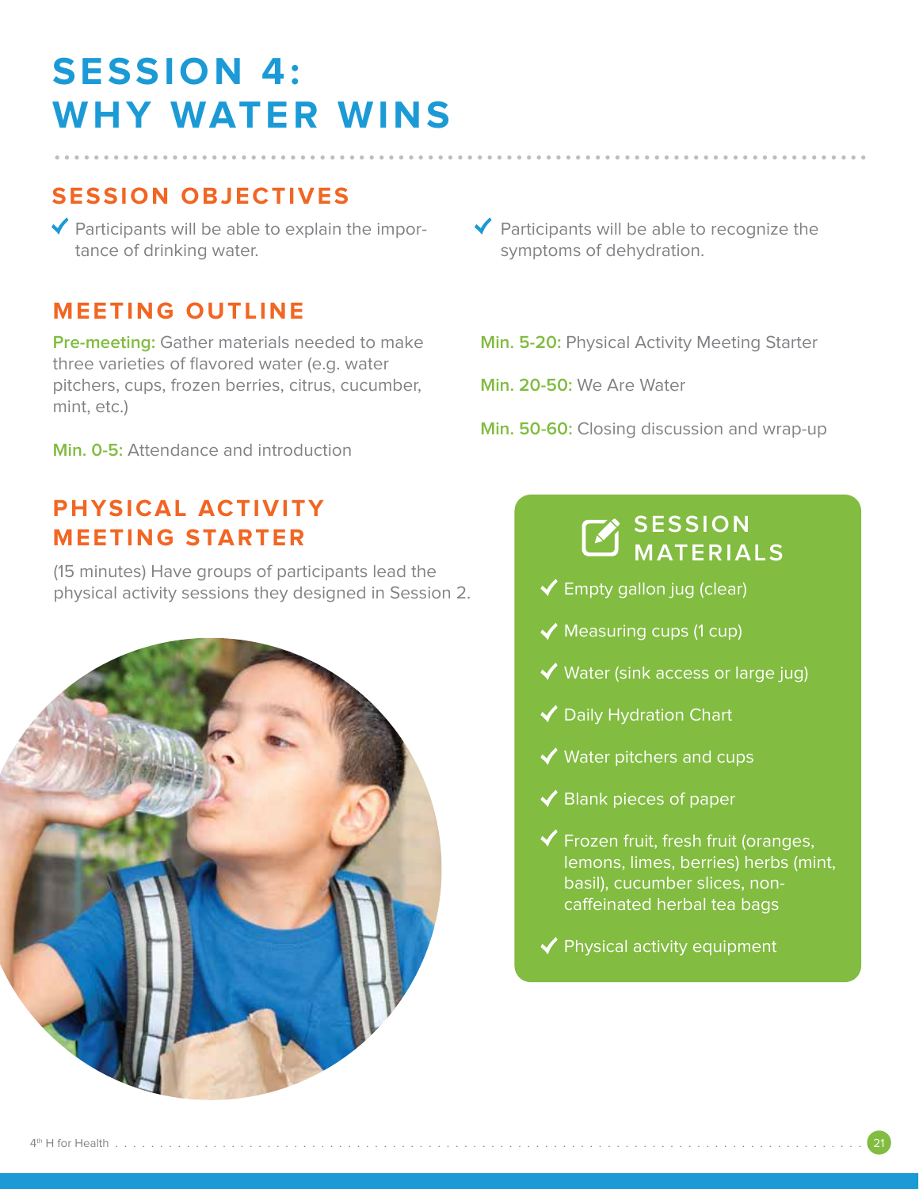# SESSION 4: WHY WATER WINS

## SESSION OBJECTIVES

- Participants will be able to explain the importance of drinking water.
- Participants will be able to recognize the symptoms of dehydration.

## MEETING OUTLINE

**Pre-meeting:** Gather materials needed to make three varieties of flavored water (e.g. water pitchers, cups, frozen berries, citrus, cucumber, mint, etc.)

**Min. 0-5:** Attendance and introduction

**Min. 5-20:** Physical Activity Meeting Starter

**Min. 20-50:** We Are Water

**Min. 50-60:** Closing discussion and wrap-up

## PHYSICAL ACTIVITY MEETING STARTER

(15 minutes) Have groups of participants lead the physical activity sessions they designed in Session 2.

## SESSION MATERIALS

- Empty gallon jug (clear)
- Measuring cups (1 cup)
- Water (sink access or large jug)
- Daily Hydration Chart
- Water pitchers and cups
- Blank pieces of paper
- Frozen fruit, fresh fruit (oranges, lemons, limes, berries) herbs (mint, basil), cucumber slices, non-caffeinated herbal tea bags
- Physical activity equipment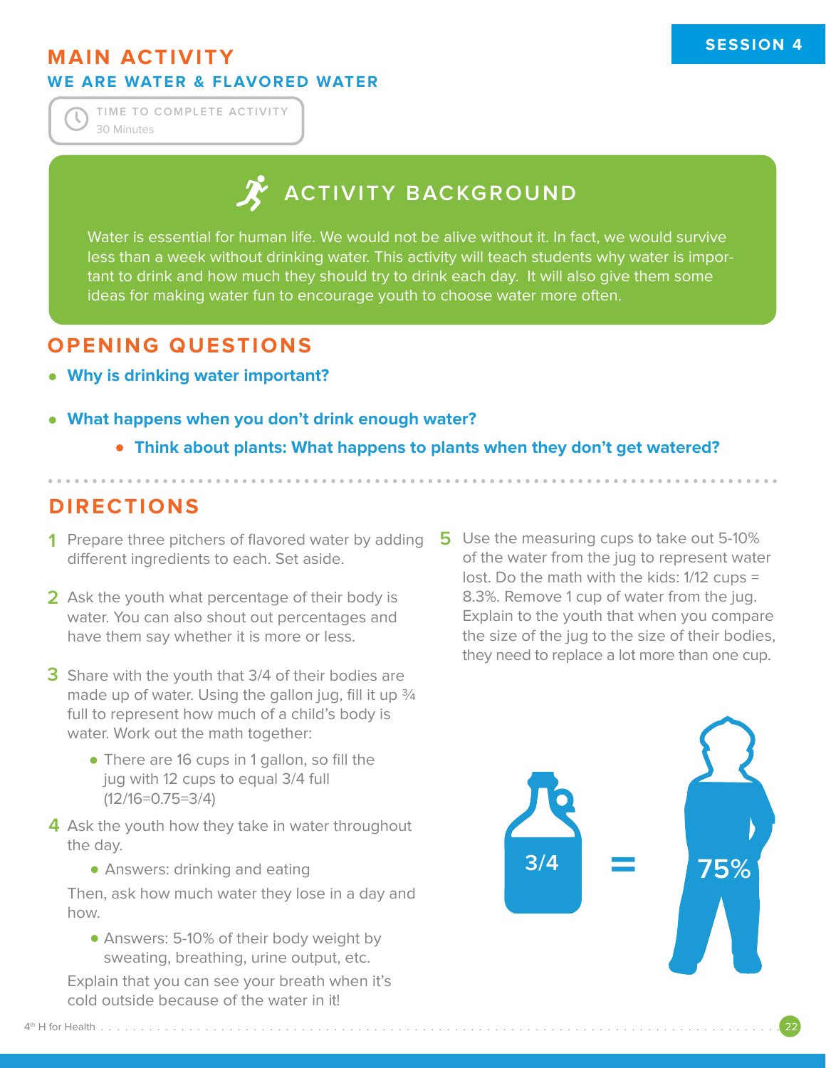## MAIN ACTIVITY

### WE ARE WATER & FLAVORED WATER

TIME TO COMPLETE ACTIVITY
30 Minutes

### ACTIVITY BACKGROUND

Water is essential for human life. We would not be alive without it. In fact, we would survive less than a week without drinking water. This activity will teach students why water is important to drink and how much they should try to drink each day. It will also give them some ideas for making water fun to encourage youth to choose water more often.

## OPENING QUESTIONS

- **Why is drinking water important?**
- **What happens when you don't drink enough water?**
  - **Think about plants: What happens to plants when they don't get watered?**

## DIRECTIONS

1. Prepare three pitchers of flavored water by adding different ingredients to each. Set aside.
2. Ask the youth what percentage of their body is water. You can also shout out percentages and have them say whether it is more or less.
3. Share with the youth that 3/4 of their bodies are made up of water. Using the gallon jug, fill it up ¾ full to represent how much of a child's body is water. Work out the math together:
   - There are 16 cups in 1 gallon, so fill the jug with 12 cups to equal 3/4 full (12/16=0.75=3/4)
4. Ask the youth how they take in water throughout the day.
   - Answers: drinking and eating

   Then, ask how much water they lose in a day and how.
   - Answers: 5-10% of their body weight by sweating, breathing, urine output, etc.

   Explain that you can see your breath when it's cold outside because of the water in it!
5. Use the measuring cups to take out 5-10% of the water from the jug to represent water lost. Do the math with the kids: 1/12 cups = 8.3%. Remove 1 cup of water from the jug. Explain to the youth that when you compare the size of the jug to the size of their bodies, they need to replace a lot more than one cup.

3/4 = 75%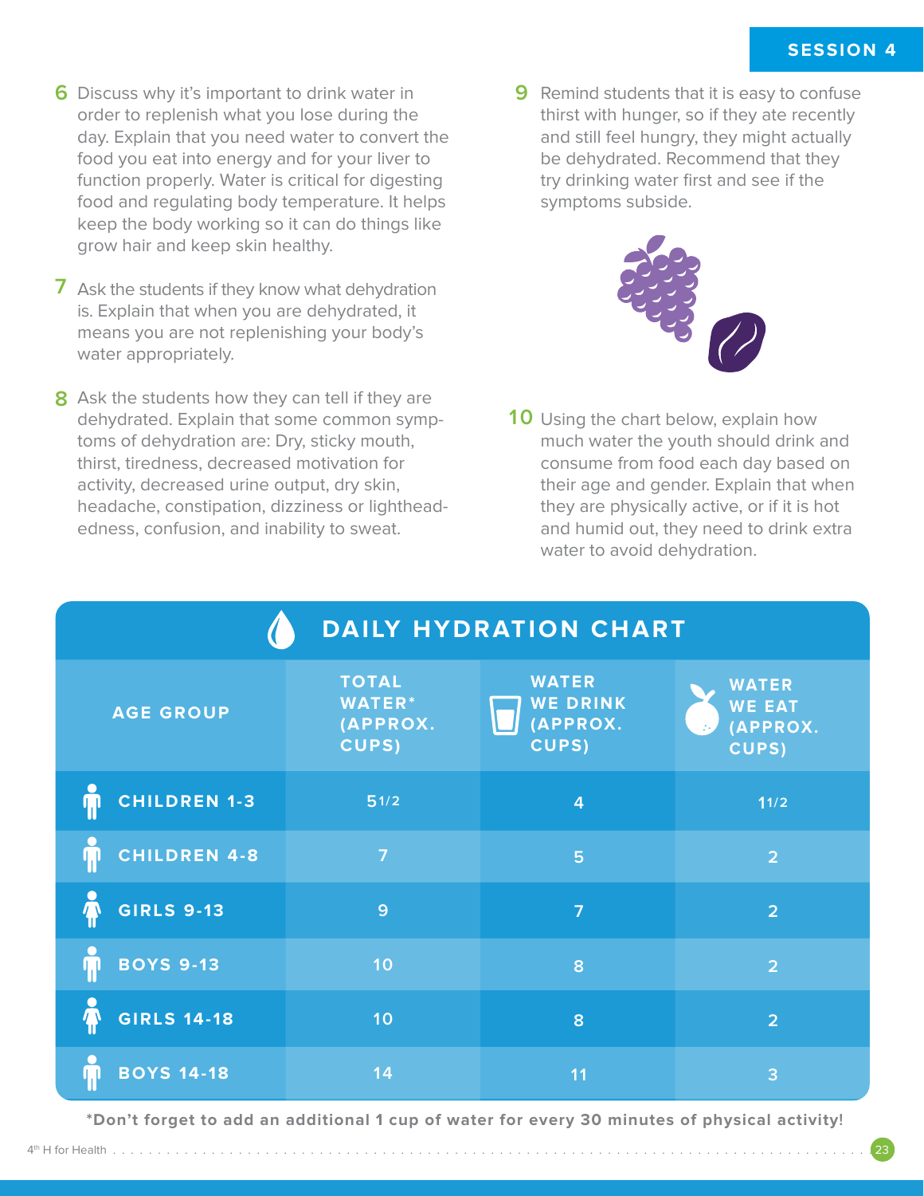6. Discuss why it's important to drink water in order to replenish what you lose during the day. Explain that you need water to convert the food you eat into energy and for your liver to function properly. Water is critical for digesting food and regulating body temperature. It helps keep the body working so it can do things like grow hair and keep skin healthy.

7. Ask the students if they know what dehydration is. Explain that when you are dehydrated, it means you are not replenishing your body's water appropriately.

8. Ask the students how they can tell if they are dehydrated. Explain that some common symptoms of dehydration are: Dry, sticky mouth, thirst, tiredness, decreased motivation for activity, decreased urine output, dry skin, headache, constipation, dizziness or lightheadedness, confusion, and inability to sweat.

9. Remind students that it is easy to confuse thirst with hunger, so if they ate recently and still feel hungry, they might actually be dehydrated. Recommend that they try drinking water first and see if the symptoms subside.

10. Using the chart below, explain how much water the youth should drink and consume from food each day based on their age and gender. Explain that when they are physically active, or if it is hot and humid out, they need to drink extra water to avoid dehydration.

## DAILY HYDRATION CHART

| AGE GROUP | TOTAL WATER* (APPROX. CUPS) | WATER WE DRINK (APPROX. CUPS) | WATER WE EAT (APPROX. CUPS) |
|---|---|---|---|
| CHILDREN 1-3 | 5 1/2 | 4 | 1 1/2 |
| CHILDREN 4-8 | 7 | 5 | 2 |
| GIRLS 9-13 | 9 | 7 | 2 |
| BOYS 9-13 | 10 | 8 | 2 |
| GIRLS 14-18 | 10 | 8 | 2 |
| BOYS 14-18 | 14 | 11 | 3 |

**\*Don't forget to add an additional 1 cup of water for every 30 minutes of physical activity!**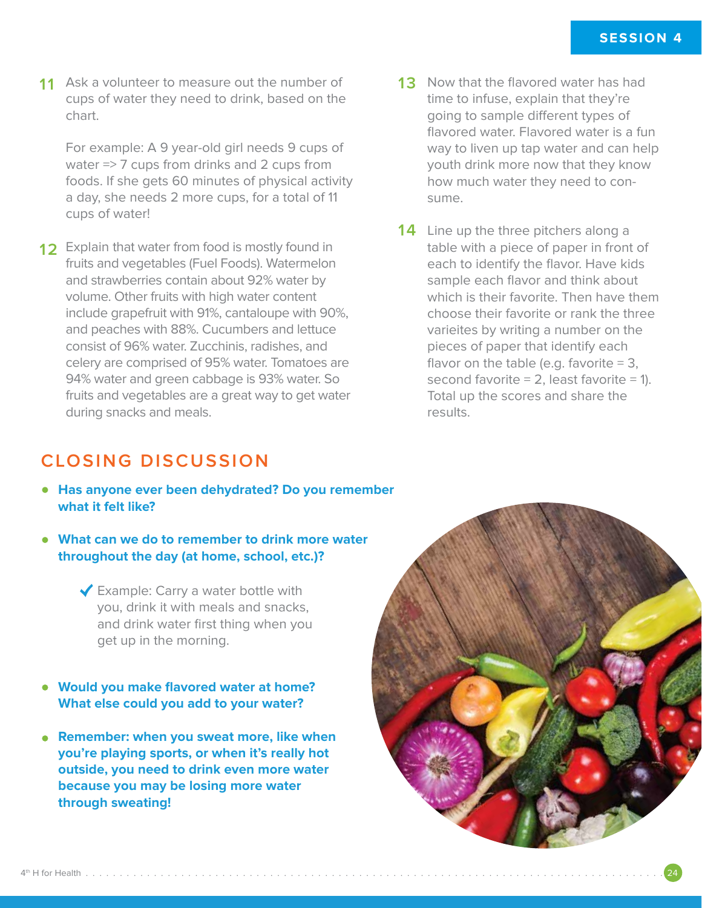11. Ask a volunteer to measure out the number of cups of water they need to drink, based on the chart.

    For example: A 9 year-old girl needs 9 cups of water => 7 cups from drinks and 2 cups from foods. If she gets 60 minutes of physical activity a day, she needs 2 more cups, for a total of 11 cups of water!

12. Explain that water from food is mostly found in fruits and vegetables (Fuel Foods). Watermelon and strawberries contain about 92% water by volume. Other fruits with high water content include grapefruit with 91%, cantaloupe with 90%, and peaches with 88%. Cucumbers and lettuce consist of 96% water. Zucchinis, radishes, and celery are comprised of 95% water. Tomatoes are 94% water and green cabbage is 93% water. So fruits and vegetables are a great way to get water during snacks and meals.

13. Now that the flavored water has had time to infuse, explain that they're going to sample different types of flavored water. Flavored water is a fun way to liven up tap water and can help youth drink more now that they know how much water they need to consume.

14. Line up the three pitchers along a table with a piece of paper in front of each to identify the flavor. Have kids sample each flavor and think about which is their favorite. Then have them choose their favorite or rank the three varieites by writing a number on the pieces of paper that identify each flavor on the table (e.g. favorite = 3, second favorite = 2, least favorite = 1). Total up the scores and share the results.

## CLOSING DISCUSSION

- **Has anyone ever been dehydrated? Do you remember what it felt like?**
- **What can we do to remember to drink more water throughout the day (at home, school, etc.)?**
  - ✔ Example: Carry a water bottle with you, drink it with meals and snacks, and drink water first thing when you get up in the morning.
- **Would you make flavored water at home? What else could you add to your water?**
- **Remember: when you sweat more, like when you're playing sports, or when it's really hot outside, you need to drink even more water because you may be losing more water through sweating!**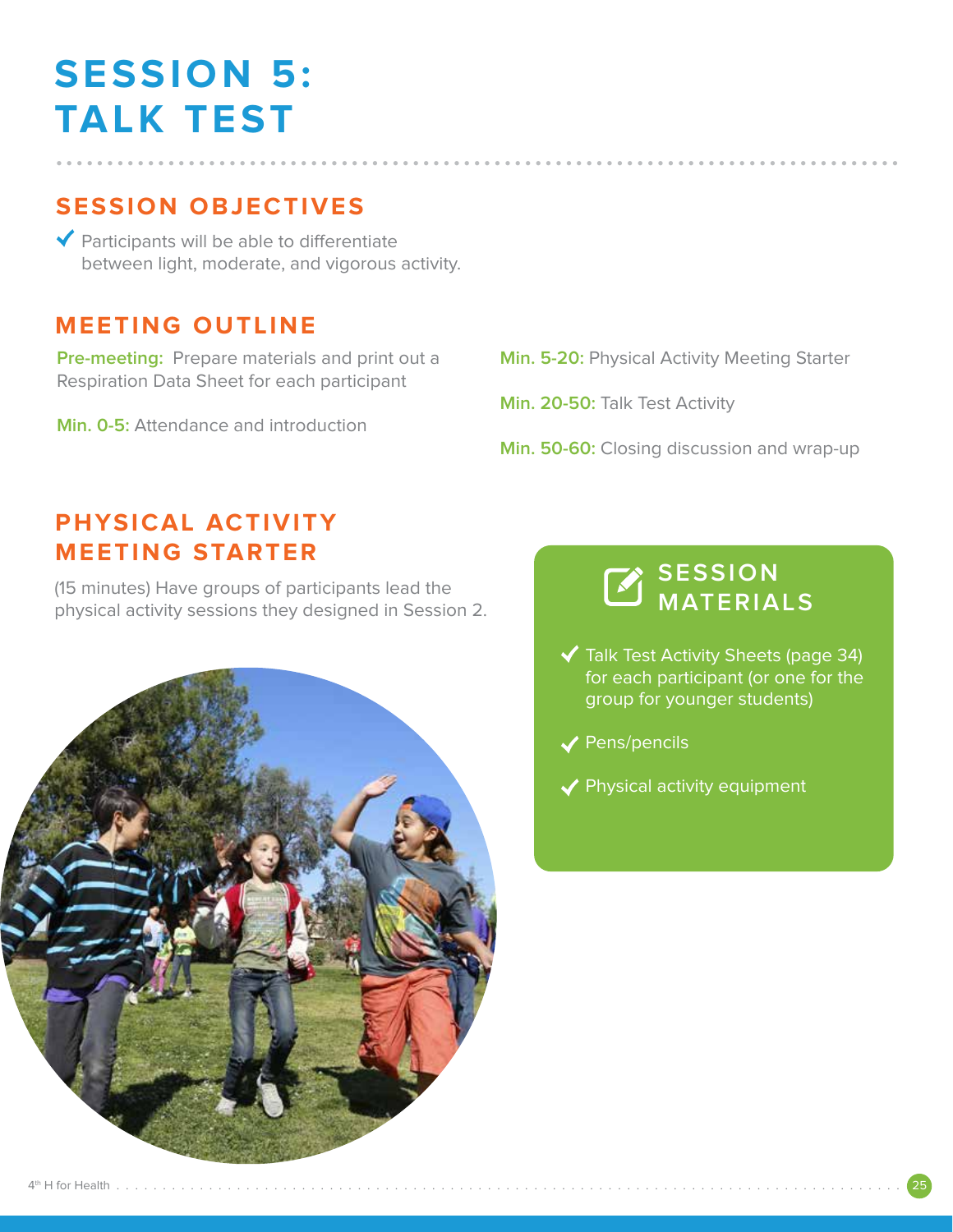# SESSION 5: TALK TEST

## SESSION OBJECTIVES

- ✔ Participants will be able to differentiate between light, moderate, and vigorous activity.

## MEETING OUTLINE

**Pre-meeting:** Prepare materials and print out a Respiration Data Sheet for each participant

**Min. 0-5:** Attendance and introduction

**Min. 5-20:** Physical Activity Meeting Starter

**Min. 20-50:** Talk Test Activity

**Min. 50-60:** Closing discussion and wrap-up

## PHYSICAL ACTIVITY MEETING STARTER

(15 minutes) Have groups of participants lead the physical activity sessions they designed in Session 2.

## SESSION MATERIALS

- ✔ Talk Test Activity Sheets (page 34) for each participant (or one for the group for younger students)
- ✔ Pens/pencils
- ✔ Physical activity equipment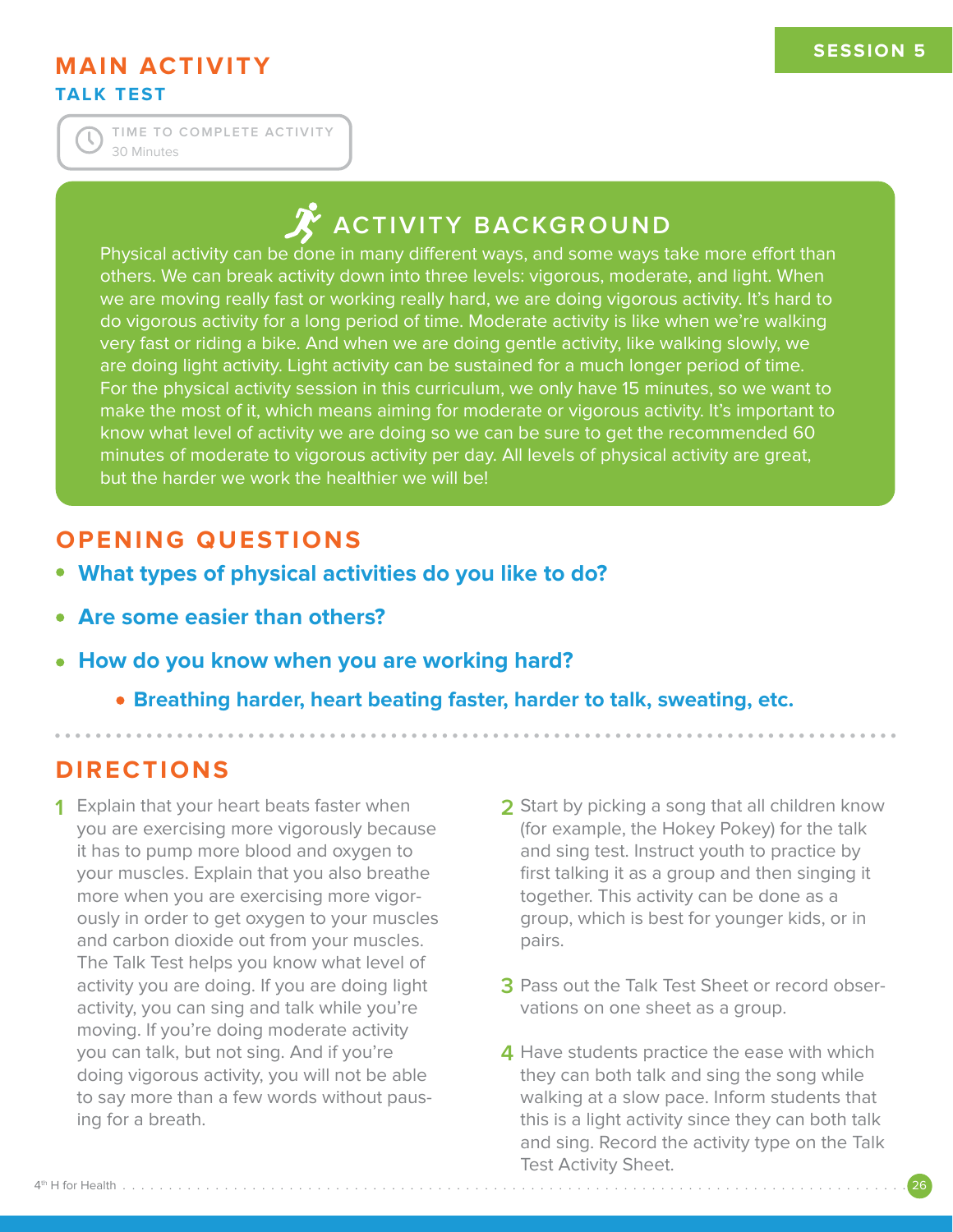SESSION 5

## MAIN ACTIVITY
### TALK TEST

TIME TO COMPLETE ACTIVITY
30 Minutes

### ACTIVITY BACKGROUND

Physical activity can be done in many different ways, and some ways take more effort than others. We can break activity down into three levels: vigorous, moderate, and light. When we are moving really fast or working really hard, we are doing vigorous activity. It's hard to do vigorous activity for a long period of time. Moderate activity is like when we're walking very fast or riding a bike. And when we are doing gentle activity, like walking slowly, we are doing light activity. Light activity can be sustained for a much longer period of time. For the physical activity session in this curriculum, we only have 15 minutes, so we want to make the most of it, which means aiming for moderate or vigorous activity. It's important to know what level of activity we are doing so we can be sure to get the recommended 60 minutes of moderate to vigorous activity per day. All levels of physical activity are great, but the harder we work the healthier we will be!

## OPENING QUESTIONS

- **What types of physical activities do you like to do?**
- **Are some easier than others?**
- **How do you know when you are working hard?**
  - **Breathing harder, heart beating faster, harder to talk, sweating, etc.**

## DIRECTIONS

1. Explain that your heart beats faster when you are exercising more vigorously because it has to pump more blood and oxygen to your muscles. Explain that you also breathe more when you are exercising more vigorously in order to get oxygen to your muscles and carbon dioxide out from your muscles. The Talk Test helps you know what level of activity you are doing. If you are doing light activity, you can sing and talk while you're moving. If you're doing moderate activity you can talk, but not sing. And if you're doing vigorous activity, you will not be able to say more than a few words without pausing for a breath.

2. Start by picking a song that all children know (for example, the Hokey Pokey) for the talk and sing test. Instruct youth to practice by first talking it as a group and then singing it together. This activity can be done as a group, which is best for younger kids, or in pairs.

3. Pass out the Talk Test Sheet or record observations on one sheet as a group.

4. Have students practice the ease with which they can both talk and sing the song while walking at a slow pace. Inform students that this is a light activity since they can both talk and sing. Record the activity type on the Talk Test Activity Sheet.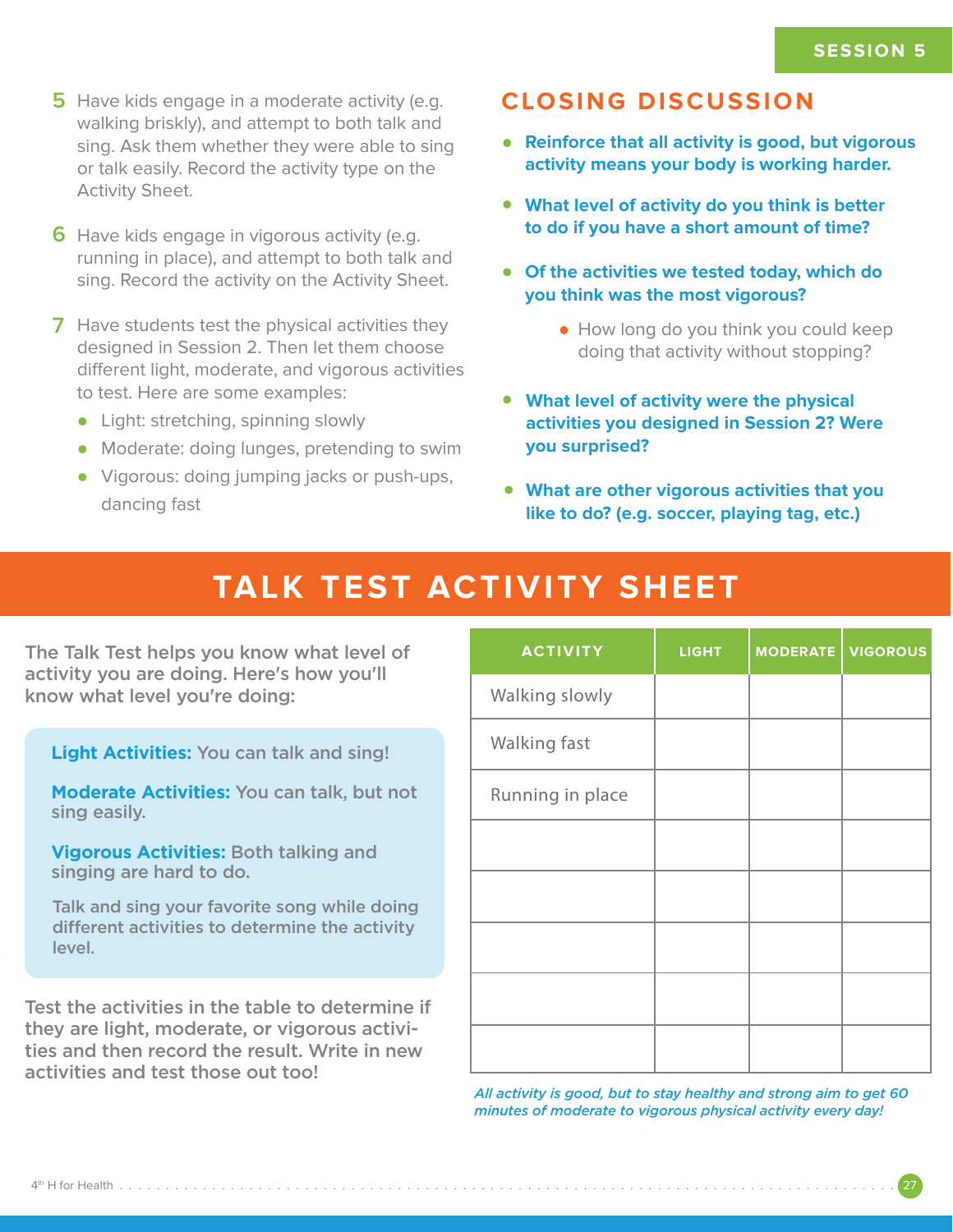5. Have kids engage in a moderate activity (e.g. walking briskly), and attempt to both talk and sing. Ask them whether they were able to sing or talk easily. Record the activity type on the Activity Sheet.

6. Have kids engage in vigorous activity (e.g. running in place), and attempt to both talk and sing. Record the activity on the Activity Sheet.

7. Have students test the physical activities they designed in Session 2. Then let them choose different light, moderate, and vigorous activities to test. Here are some examples:
   - Light: stretching, spinning slowly
   - Moderate: doing lunges, pretending to swim
   - Vigorous: doing jumping jacks or push-ups, dancing fast

## CLOSING DISCUSSION

- **Reinforce that all activity is good, but vigorous activity means your body is working harder.**
- **What level of activity do you think is better to do if you have a short amount of time?**
- **Of the activities we tested today, which do you think was the most vigorous?**
  - How long do you think you could keep doing that activity without stopping?
- **What level of activity were the physical activities you designed in Session 2? Were you surprised?**
- **What are other vigorous activities that you like to do? (e.g. soccer, playing tag, etc.)**

# TALK TEST ACTIVITY SHEET

**The Talk Test helps you know what level of activity you are doing. Here's how you'll know what level you're doing:**

**Light Activities:** You can talk and sing!

**Moderate Activities:** You can talk, but not sing easily.

**Vigorous Activities:** Both talking and singing are hard to do.

Talk and sing your favorite song while doing different activities to determine the activity level.

**Test the activities in the table to determine if they are light, moderate, or vigorous activities and then record the result. Write in new activities and test those out too!**

| ACTIVITY | LIGHT | MODERATE | VIGOROUS |
|---|---|---|---|
| Walking slowly | | | |
| Walking fast | | | |
| Running in place | | | |
| | | | |
| | | | |
| | | | |
| | | | |
| | | | |

*All activity is good, but to stay healthy and strong aim to get 60 minutes of moderate to vigorous physical activity every day!*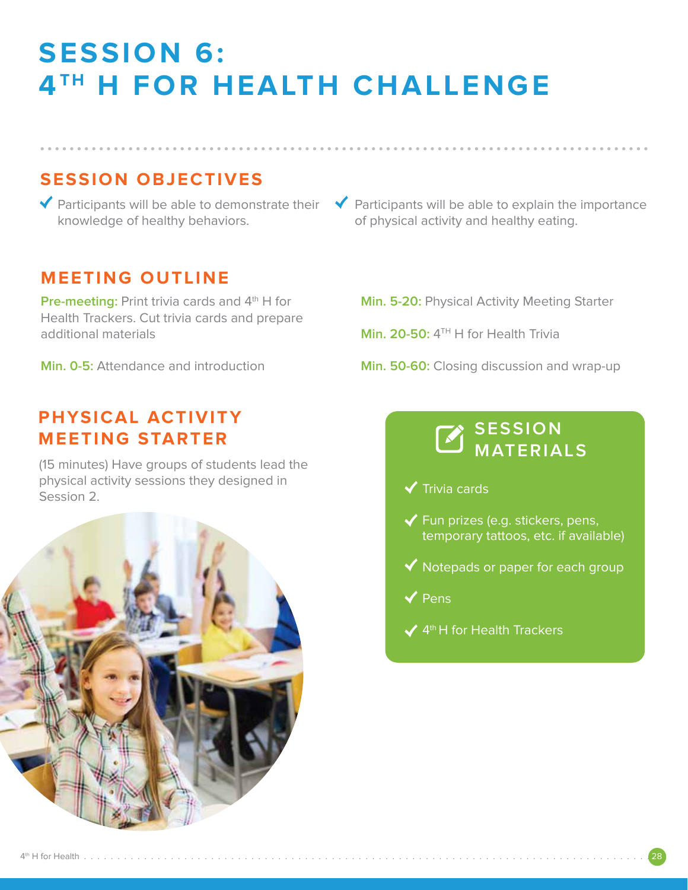# SESSION 6: 4TH H FOR HEALTH CHALLENGE

## SESSION OBJECTIVES

- Participants will be able to demonstrate their knowledge of healthy behaviors.
- Participants will be able to explain the importance of physical activity and healthy eating.

## MEETING OUTLINE

**Pre-meeting:** Print trivia cards and 4th H for Health Trackers. Cut trivia cards and prepare additional materials

**Min. 0-5:** Attendance and introduction

**Min. 5-20:** Physical Activity Meeting Starter

**Min. 20-50:** 4TH H for Health Trivia

**Min. 50-60:** Closing discussion and wrap-up

## PHYSICAL ACTIVITY MEETING STARTER

(15 minutes) Have groups of students lead the physical activity sessions they designed in Session 2.

## SESSION MATERIALS

- Trivia cards
- Fun prizes (e.g. stickers, pens, temporary tattoos, etc. if available)
- Notepads or paper for each group
- Pens
- 4th H for Health Trackers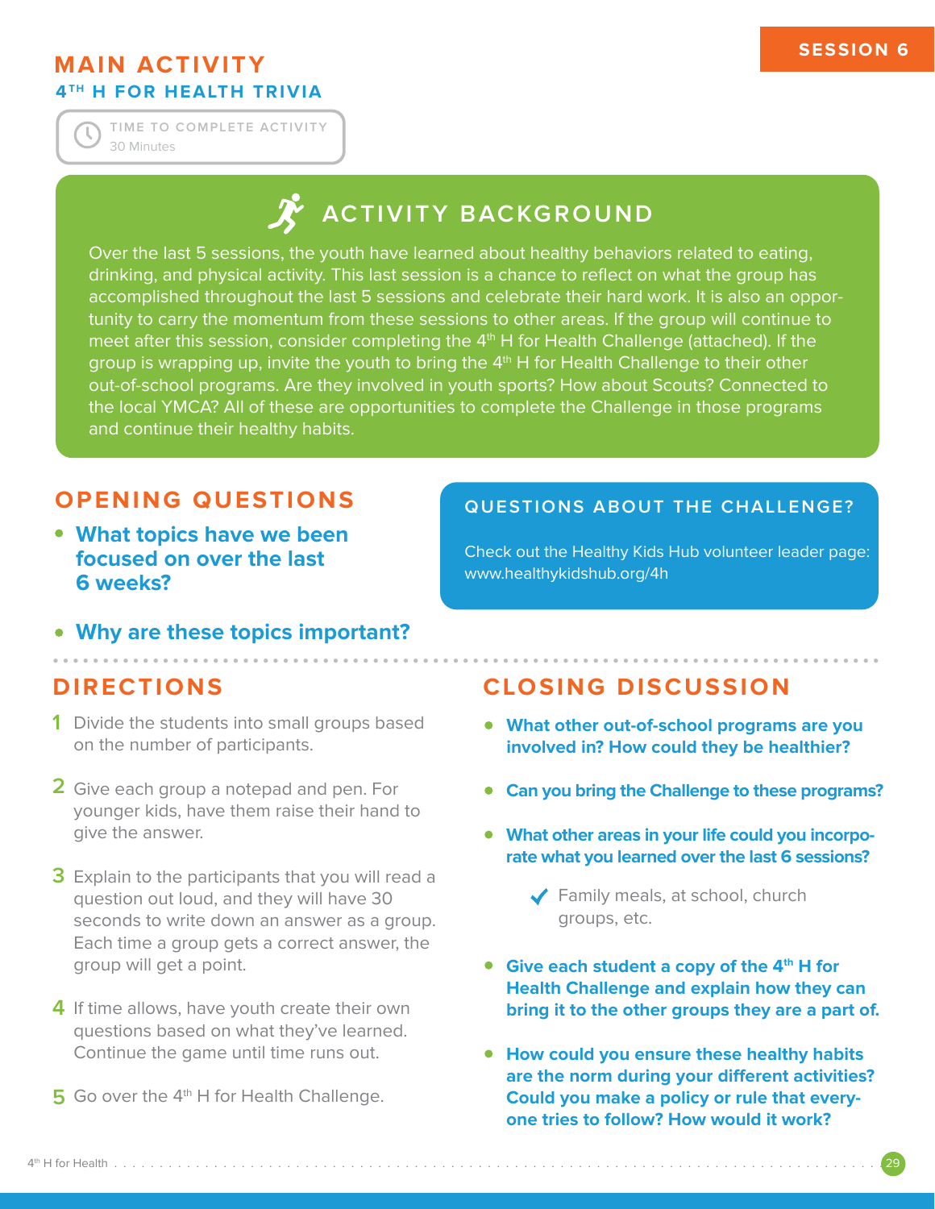SESSION 6

# MAIN ACTIVITY

## 4TH H FOR HEALTH TRIVIA

TIME TO COMPLETE ACTIVITY
30 Minutes

## ACTIVITY BACKGROUND

Over the last 5 sessions, the youth have learned about healthy behaviors related to eating, drinking, and physical activity. This last session is a chance to reflect on what the group has accomplished throughout the last 5 sessions and celebrate their hard work. It is also an opportunity to carry the momentum from these sessions to other areas. If the group will continue to meet after this session, consider completing the 4th H for Health Challenge (attached). If the group is wrapping up, invite the youth to bring the 4th H for Health Challenge to their other out-of-school programs. Are they involved in youth sports? How about Scouts? Connected to the local YMCA? All of these are opportunities to complete the Challenge in those programs and continue their healthy habits.

## OPENING QUESTIONS

- **What topics have we been focused on over the last 6 weeks?**
- **Why are these topics important?**

## QUESTIONS ABOUT THE CHALLENGE?

Check out the Healthy Kids Hub volunteer leader page: www.healthykidshub.org/4h

## DIRECTIONS

1. Divide the students into small groups based on the number of participants.
2. Give each group a notepad and pen. For younger kids, have them raise their hand to give the answer.
3. Explain to the participants that you will read a question out loud, and they will have 30 seconds to write down an answer as a group. Each time a group gets a correct answer, the group will get a point.
4. If time allows, have youth create their own questions based on what they've learned. Continue the game until time runs out.
5. Go over the 4th H for Health Challenge.

## CLOSING DISCUSSION

- **What other out-of-school programs are you involved in? How could they be healthier?**
- **Can you bring the Challenge to these programs?**
- **What other areas in your life could you incorporate what you learned over the last 6 sessions?**
  - ✓ Family meals, at school, church groups, etc.
- **Give each student a copy of the 4th H for Health Challenge and explain how they can bring it to the other groups they are a part of.**
- **How could you ensure these healthy habits are the norm during your different activities? Could you make a policy or rule that everyone tries to follow? How would it work?**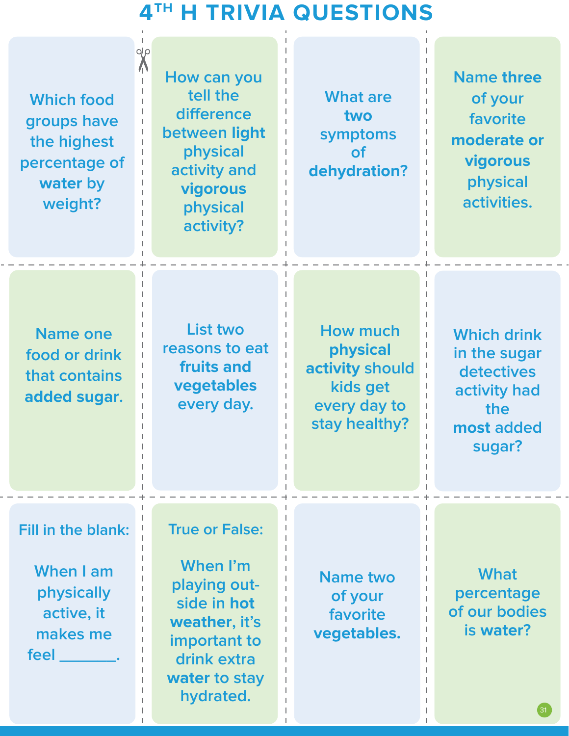# 4[TH] H TRIVIA QUESTIONS

Which food groups have the highest percentage of **water** by weight?

How can you tell the difference between **light** physical activity and **vigorous** physical activity?

What are **two** symptoms of **dehydration?**

Name **three** of your favorite **moderate or vigorous** physical activities.

Name one food or drink that contains **added sugar**.

List two reasons to eat **fruits and vegetables** every day.

How much **physical activity** should kids get every day to stay healthy?

Which drink in the sugar detectives activity had the **most** added sugar?

Fill in the blank:

When I am physically active, it makes me feel _______.

True or False:

When I'm playing out-side in **hot weather**, it's important to drink extra **water** to stay hydrated.

Name two of your favorite **vegetables.**

What percentage of our bodies is **water?**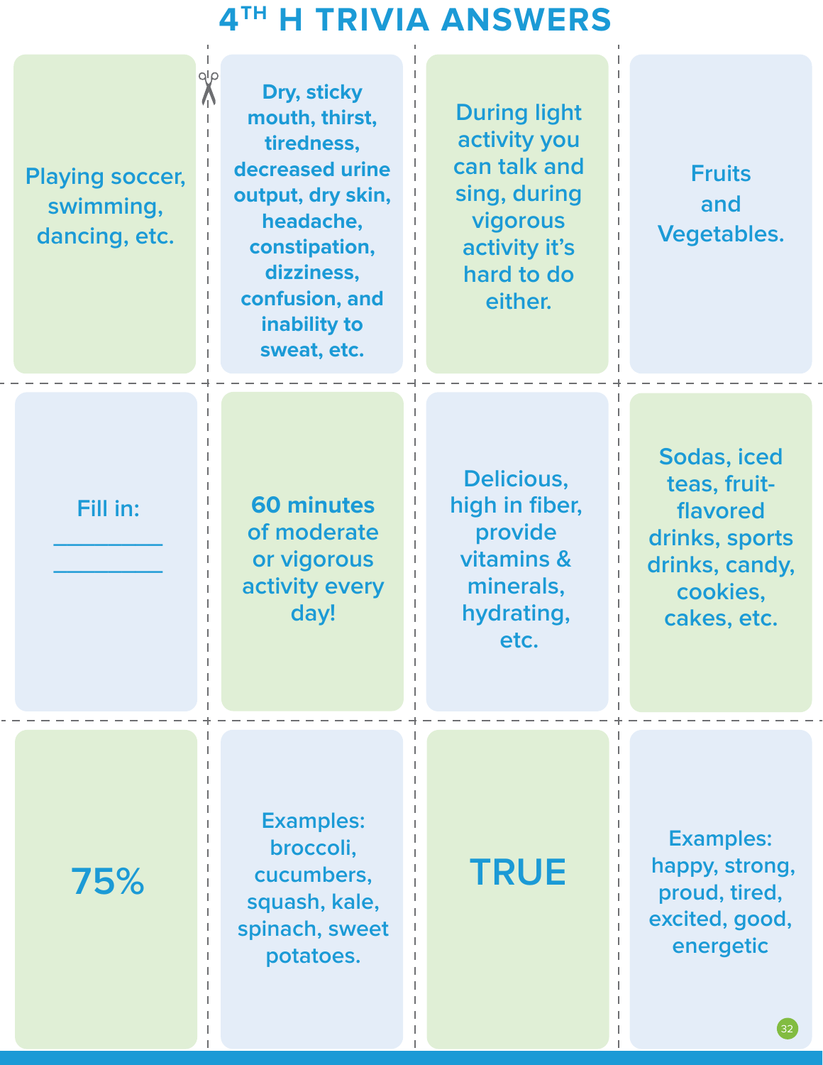# 4TH H TRIVIA ANSWERS

Playing soccer, swimming, dancing, etc.

**Dry, sticky mouth, thirst, tiredness, decreased urine output, dry skin, headache, constipation, dizziness, confusion, and inability to sweat, etc.**

During light activity you can talk and sing, during vigorous activity it's hard to do either.

Fruits and Vegetables.

Fill in:

__________

__________

**60 minutes** of moderate or vigorous activity every day!

Delicious, high in fiber, provide vitamins & minerals, hydrating, etc.

Sodas, iced teas, fruit-flavored drinks, sports drinks, candy, cookies, cakes, etc.

75%

Examples: broccoli, cucumbers, squash, kale, spinach, sweet potatoes.

TRUE

Examples: happy, strong, proud, tired, excited, good, energetic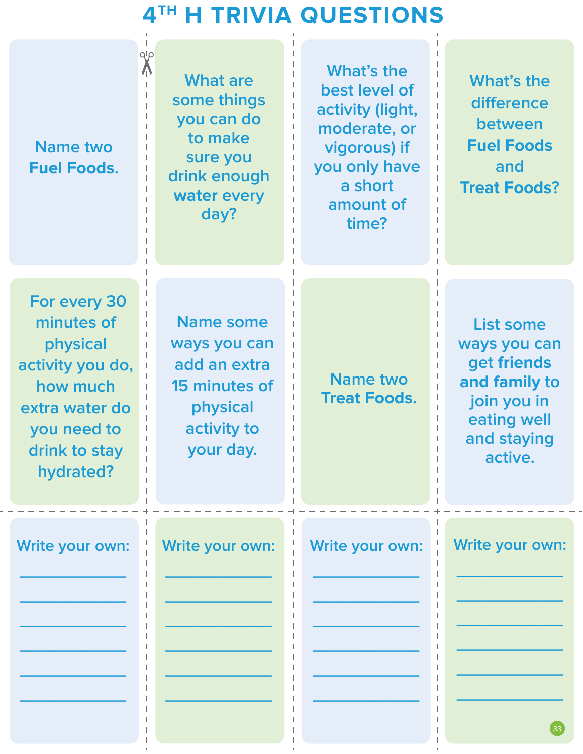# 4[TH] H TRIVIA QUESTIONS

Name two **Fuel Foods.**

What are some things you can do to make sure you drink enough **water** every day?

What's the best level of activity (light, moderate, or vigorous) if you only have a short amount of time?

What's the difference between **Fuel Foods** and **Treat Foods?**

For every 30 minutes of physical activity you do, how much extra water do you need to drink to stay hydrated?

Name some ways you can add an extra 15 minutes of physical activity to your day.

Name two **Treat Foods.**

List some ways you can get **friends and family** to join you in eating well and staying active.

Write your own:
___________
___________
___________
___________
___________
___________

Write your own:
___________
___________
___________
___________
___________
___________

Write your own:
___________
___________
___________
___________
___________
___________

Write your own:
___________
___________
___________
___________
___________
___________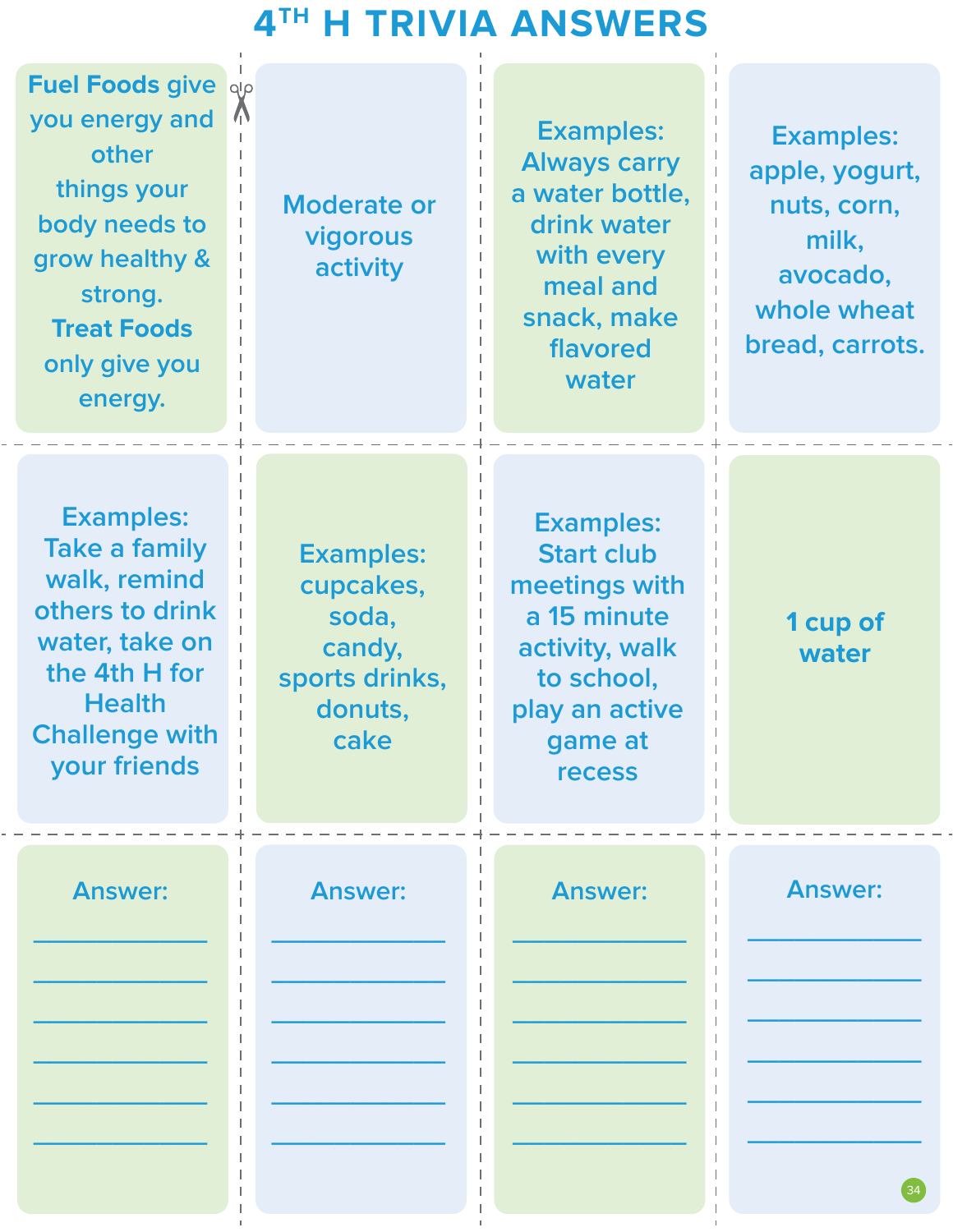# 4TH H TRIVIA ANSWERS

**Fuel Foods** give you energy and other things your body needs to grow healthy & strong. **Treat Foods** only give you energy.

Moderate or vigorous activity

Examples: Always carry a water bottle, drink water with every meal and snack, make flavored water

Examples: apple, yogurt, nuts, corn, milk, avocado, whole wheat bread, carrots.

Examples: Take a family walk, remind others to drink water, take on the 4th H for Health Challenge with your friends

Examples: cupcakes, soda, candy, sports drinks, donuts, cake

Examples: Start club meetings with a 15 minute activity, walk to school, play an active game at recess

**1 cup of water**

Answer:
______________
______________
______________
______________
______________
______________

Answer:
______________
______________
______________
______________
______________
______________

Answer:
______________
______________
______________
______________
______________
______________

Answer:
______________
______________
______________
______________
______________
______________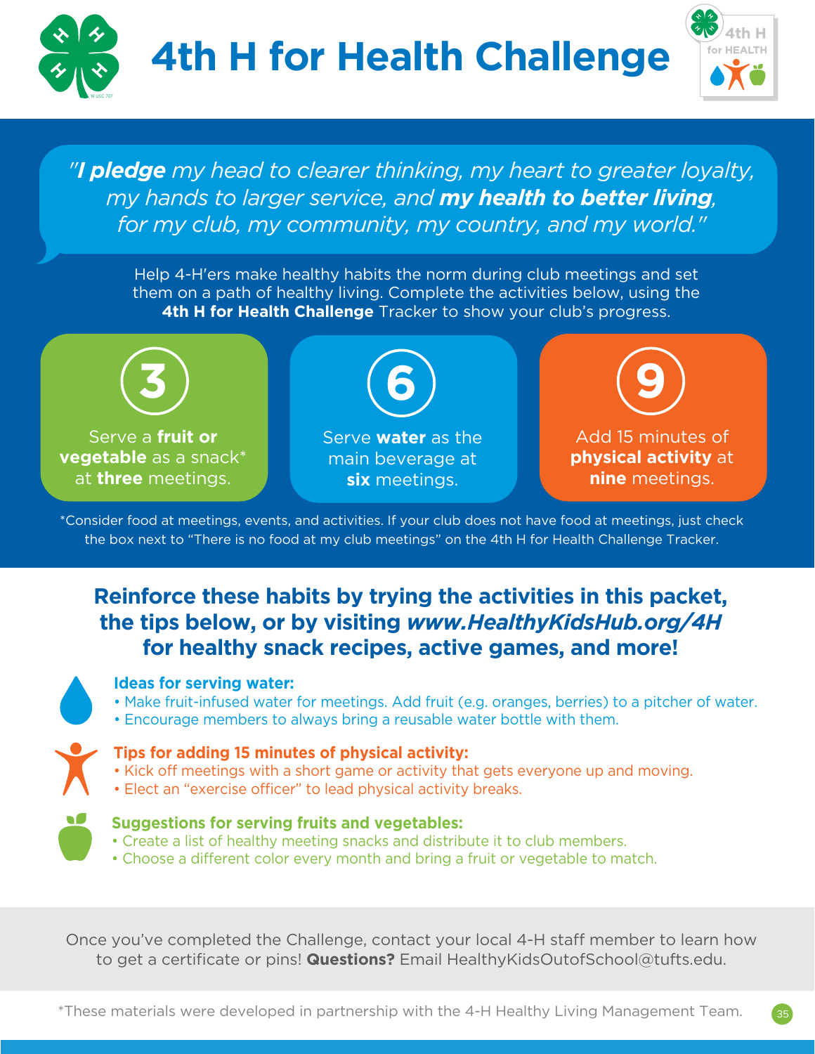# 4th H for Health Challenge

*"**I pledge** my head to clearer thinking, my heart to greater loyalty, my hands to larger service, and **my health to better living**, for my club, my community, my country, and my world."*

Help 4-H'ers make healthy habits the norm during club meetings and set them on a path of healthy living. Complete the activities below, using the **4th H for Health Challenge** Tracker to show your club's progress.

**3**

Serve a **fruit or vegetable** as a snack* at **three** meetings.

**6**

Serve **water** as the main beverage at **six** meetings.

**9**

Add 15 minutes of **physical activity** at **nine** meetings.

*Consider food at meetings, events, and activities. If your club does not have food at meetings, just check the box next to "There is no food at my club meetings" on the 4th H for Health Challenge Tracker.

## Reinforce these habits by trying the activities in this packet, the tips below, or by visiting *www.HealthyKidsHub.org/4H* for healthy snack recipes, active games, and more!

### Ideas for serving water:

- Make fruit-infused water for meetings. Add fruit (e.g. oranges, berries) to a pitcher of water.
- Encourage members to always bring a reusable water bottle with them.

### Tips for adding 15 minutes of physical activity:

- Kick off meetings with a short game or activity that gets everyone up and moving.
- Elect an "exercise officer" to lead physical activity breaks.

### Suggestions for serving fruits and vegetables:

- Create a list of healthy meeting snacks and distribute it to club members.
- Choose a different color every month and bring a fruit or vegetable to match.

Once you've completed the Challenge, contact your local 4-H staff member to learn how to get a certificate or pins! **Questions?** Email HealthyKidsOutofSchool@tufts.edu.

*These materials were developed in partnership with the 4-H Healthy Living Management Team.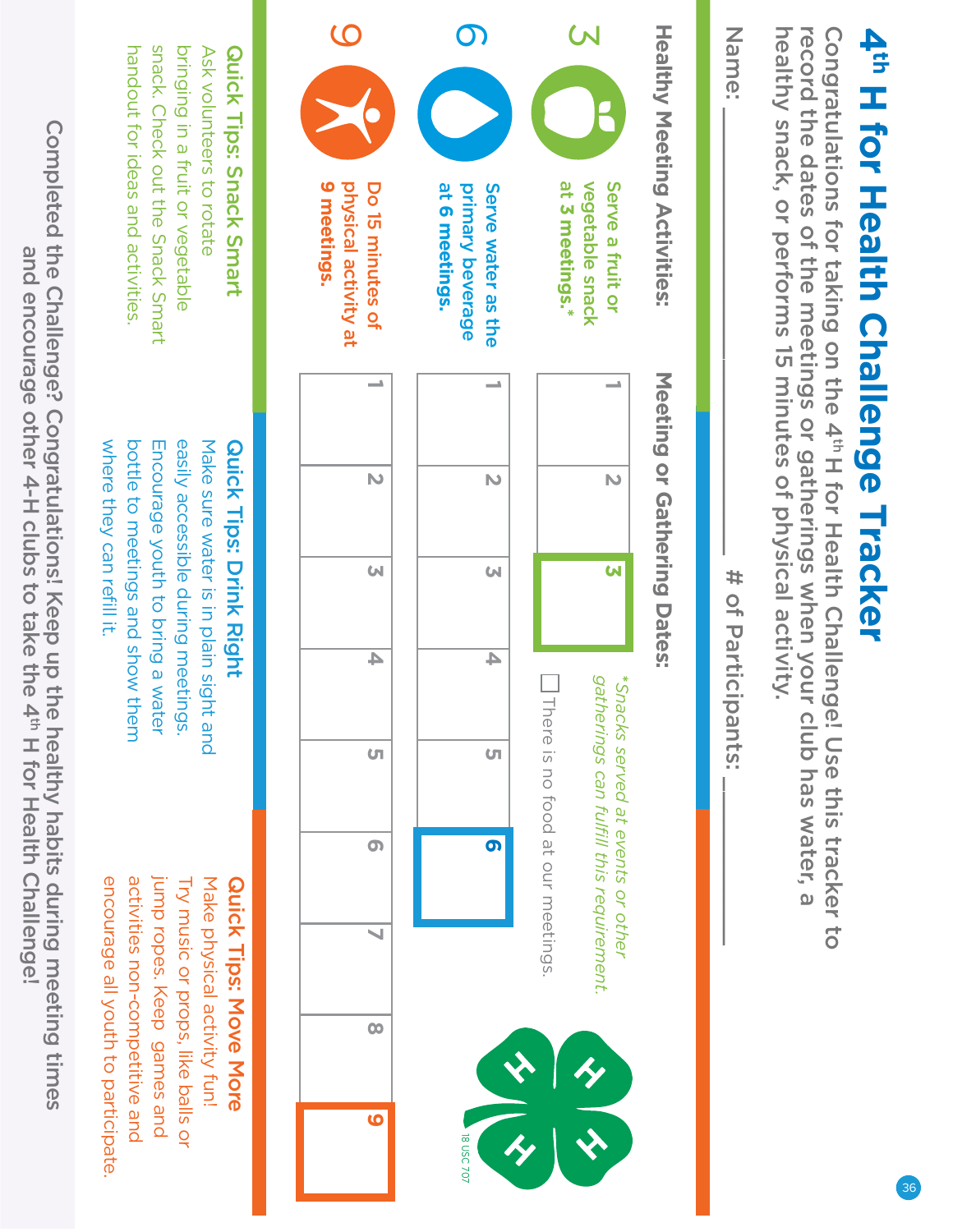# 4th H for Health Challenge Tracker

Congratulations for taking on the 4th H for Health Challenge! Use this tracker to record the dates of the meetings or gatherings when your club has water, a healthy snack, or performs 15 minutes of physical activity.

Name: ____________________ # of Participants: ____________

| Healthy Meeting Activities: | Meeting or Gathering Dates: | | | | | | | | |
|---|---|---|---|---|---|---|---|---|---|
| **3** Serve a fruit or vegetable snack at **3 meetings.*** | 1 | 2 | **3** | | | | | | |
| **6** Serve water as the primary beverage at **6 meetings.** | 1 | 2 | 3 | 4 | 5 | **6** | | | |
| **9** Do 15 minutes of physical activity at **9 meetings.** | 1 | 2 | 3 | 4 | 5 | 6 | 7 | 8 | **9** |

*Snacks served at events or other gatherings can fulfill this requirement.*

☐ There is no food at our meetings.

18 USC 707

**Quick Tips: Snack Smart**
Ask volunteers to rotate bringing in a fruit or vegetable snack. Check out the Snack Smart handout for ideas and activities.

**Quick Tips: Drink Right**
Make sure water is in plain sight and easily accessible during meetings. Encourage youth to bring a water bottle to meetings and show them where they can refill it.

**Quick Tips: Move More**
Make physical activity fun! Try music or props, like balls or jump ropes. Keep games and activities non-competitive and encourage all youth to participate.

Completed the Challenge? Congratulations! Keep up the healthy habits during meeting times and encourage other 4-H clubs to take the 4th H for Health Challenge!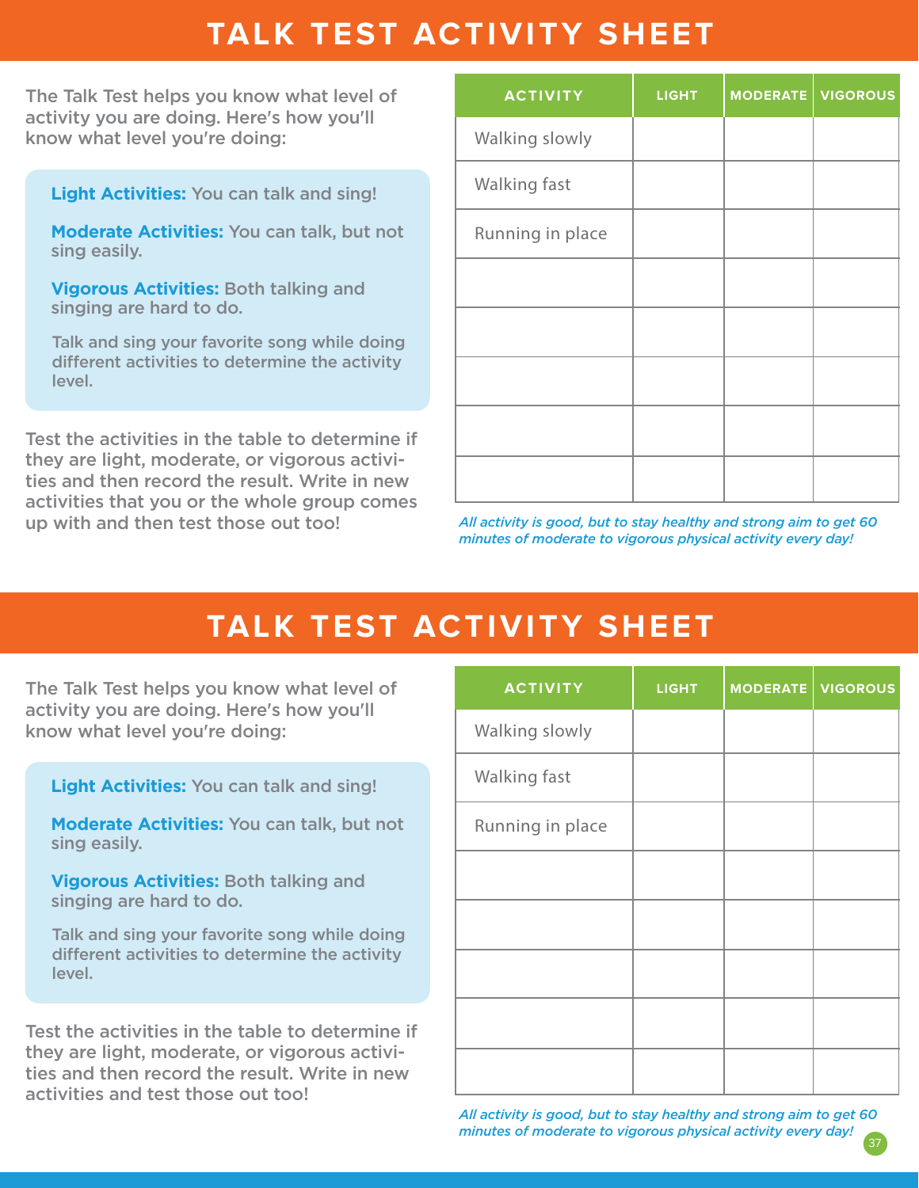# TALK TEST ACTIVITY SHEET

The Talk Test helps you know what level of activity you are doing. Here's how you'll know what level you're doing:

**Light Activities:** You can talk and sing!

**Moderate Activities:** You can talk, but not sing easily.

**Vigorous Activities:** Both talking and singing are hard to do.

Talk and sing your favorite song while doing different activities to determine the activity level.

Test the activities in the table to determine if they are light, moderate, or vigorous activities and then record the result. Write in new activities that you or the whole group comes up with and then test those out too!

| ACTIVITY | LIGHT | MODERATE | VIGOROUS |
|---|---|---|---|
| Walking slowly | | | |
| Walking fast | | | |
| Running in place | | | |
| | | | |
| | | | |
| | | | |
| | | | |
| | | | |

*All activity is good, but to stay healthy and strong aim to get 60 minutes of moderate to vigorous physical activity every day!*

# TALK TEST ACTIVITY SHEET

The Talk Test helps you know what level of activity you are doing. Here's how you'll know what level you're doing:

**Light Activities:** You can talk and sing!

**Moderate Activities:** You can talk, but not sing easily.

**Vigorous Activities:** Both talking and singing are hard to do.

Talk and sing your favorite song while doing different activities to determine the activity level.

Test the activities in the table to determine if they are light, moderate, or vigorous activities and then record the result. Write in new activities and test those out too!

| ACTIVITY | LIGHT | MODERATE | VIGOROUS |
|---|---|---|---|
| Walking slowly | | | |
| Walking fast | | | |
| Running in place | | | |
| | | | |
| | | | |
| | | | |
| | | | |
| | | | |

*All activity is good, but to stay healthy and strong aim to get 60 minutes of moderate to vigorous physical activity every day!*